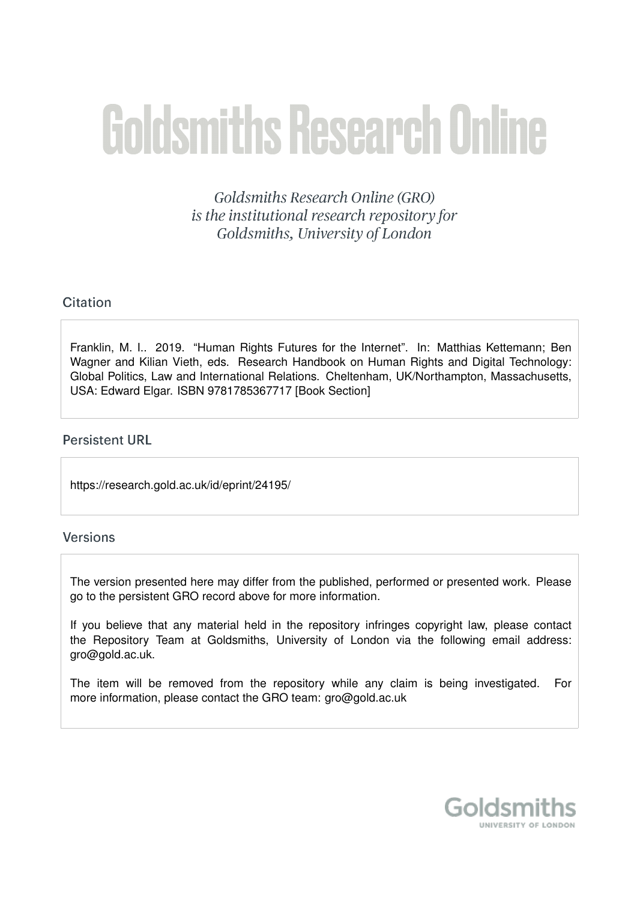# Goldsmiths Research Online

*Goldsmiths Research Online (GRO) is the institutional research repository for Goldsmiths, University of London*

## Citation

Franklin, M. I.. 2019. "Human Rights Futures for the Internet". In: Matthias Kettemann; Ben Wagner and Kilian Vieth, eds. Research Handbook on Human Rights and Digital Technology: Global Politics, Law and International Relations. Cheltenham, UK/Northampton, Massachusetts, USA: Edward Elgar. ISBN 9781785367717 [Book Section]

## Persistent URL

https://research.gold.ac.uk/id/eprint/24195/

## Versions

The version presented here may differ from the published, performed or presented work. Please go to the persistent GRO record above for more information.

If you believe that any material held in the repository infringes copyright law, please contact the Repository Team at Goldsmiths, University of London via the following email address: gro@gold.ac.uk.

The item will be removed from the repository while any claim is being investigated. For more information, please contact the GRO team: gro@gold.ac.uk

Goldsmiths
UNIVERSITY OF LONDON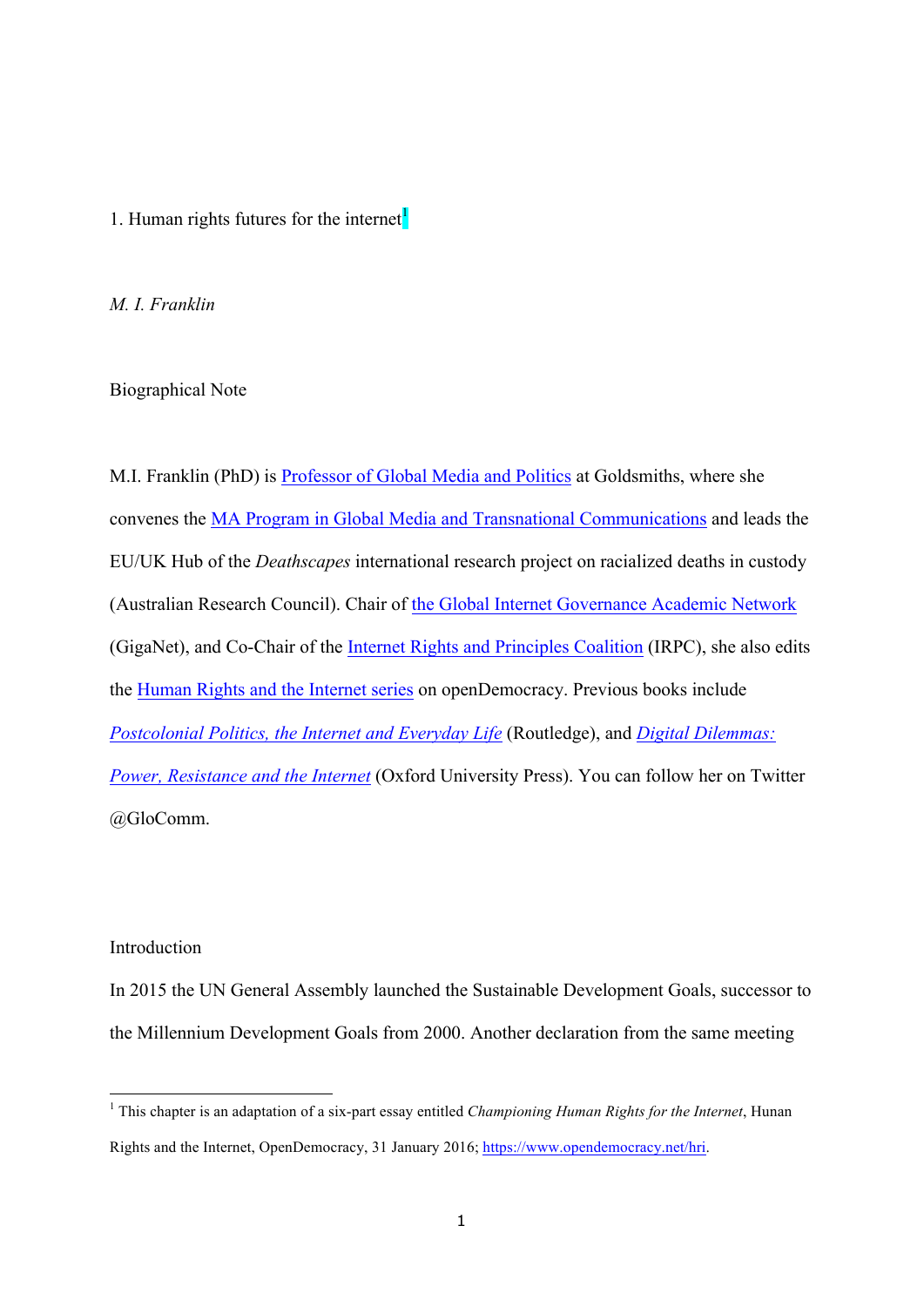# 1. Human rights futures for the internet[1]

*M. I. Franklin*

Biographical Note

M.I. Franklin (PhD) is Professor of Global Media and Politics at Goldsmiths, where she convenes the MA Program in Global Media and Transnational Communications and leads the EU/UK Hub of the *Deathscapes* international research project on racialized deaths in custody (Australian Research Council). Chair of the Global Internet Governance Academic Network (GigaNet), and Co-Chair of the Internet Rights and Principles Coalition (IRPC), she also edits the Human Rights and the Internet series on openDemocracy. Previous books include *Postcolonial Politics, the Internet and Everyday Life* (Routledge), and *Digital Dilemmas: Power, Resistance and the Internet* (Oxford University Press). You can follow her on Twitter @GloComm.

## Introduction

In 2015 the UN General Assembly launched the Sustainable Development Goals, successor to the Millennium Development Goals from 2000. Another declaration from the same meeting

---

[1] This chapter is an adaptation of a six-part essay entitled *Championing Human Rights for the Internet*, Hunan Rights and the Internet, OpenDemocracy, 31 January 2016; https://www.opendemocracy.net/hri.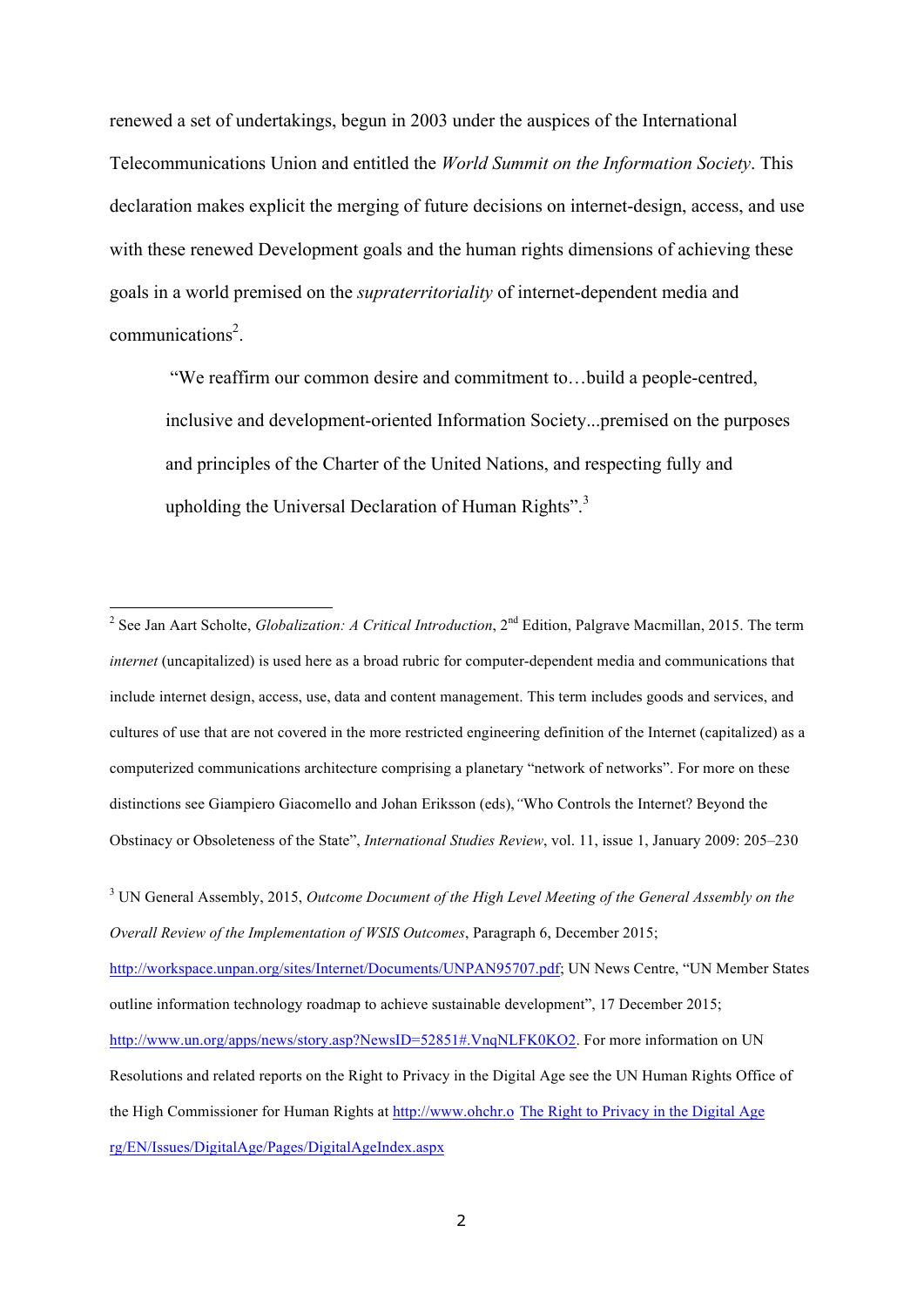renewed a set of undertakings, begun in 2003 under the auspices of the International Telecommunications Union and entitled the *World Summit on the Information Society*. This declaration makes explicit the merging of future decisions on internet-design, access, and use with these renewed Development goals and the human rights dimensions of achieving these goals in a world premised on the *supraterritoriality* of internet-dependent media and communications[2].

> "We reaffirm our common desire and commitment to…build a people-centred, inclusive and development-oriented Information Society...premised on the purposes and principles of the Charter of the United Nations, and respecting fully and upholding the Universal Declaration of Human Rights".[3]

---

[2] See Jan Aart Scholte, *Globalization: A Critical Introduction*, 2nd Edition, Palgrave Macmillan, 2015. The term *internet* (uncapitalized) is used here as a broad rubric for computer-dependent media and communications that include internet design, access, use, data and content management. This term includes goods and services, and cultures of use that are not covered in the more restricted engineering definition of the Internet (capitalized) as a computerized communications architecture comprising a planetary "network of networks". For more on these distinctions see Giampiero Giacomello and Johan Eriksson (eds), "Who Controls the Internet? Beyond the Obstinacy or Obsoleteness of the State", *International Studies Review*, vol. 11, issue 1, January 2009: 205–230

[3] UN General Assembly, 2015, *Outcome Document of the High Level Meeting of the General Assembly on the Overall Review of the Implementation of WSIS Outcomes*, Paragraph 6, December 2015; http://workspace.unpan.org/sites/Internet/Documents/UNPAN95707.pdf; UN News Centre, "UN Member States outline information technology roadmap to achieve sustainable development", 17 December 2015; http://www.un.org/apps/news/story.asp?NewsID=52851#.VnqNLFK0KO2. For more information on UN Resolutions and related reports on the Right to Privacy in the Digital Age see the UN Human Rights Office of the High Commissioner for Human Rights at http://www.ohchr.o The Right to Privacy in the Digital Age rg/EN/Issues/DigitalAge/Pages/DigitalAgeIndex.aspx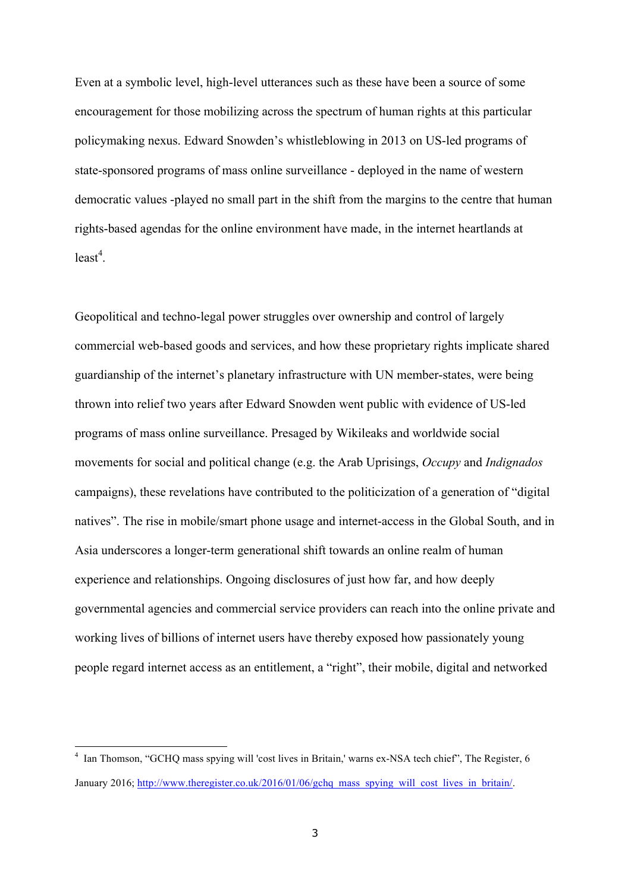Even at a symbolic level, high-level utterances such as these have been a source of some encouragement for those mobilizing across the spectrum of human rights at this particular policymaking nexus. Edward Snowden's whistleblowing in 2013 on US-led programs of state-sponsored programs of mass online surveillance - deployed in the name of western democratic values -played no small part in the shift from the margins to the centre that human rights-based agendas for the online environment have made, in the internet heartlands at least[4].

Geopolitical and techno-legal power struggles over ownership and control of largely commercial web-based goods and services, and how these proprietary rights implicate shared guardianship of the internet's planetary infrastructure with UN member-states, were being thrown into relief two years after Edward Snowden went public with evidence of US-led programs of mass online surveillance. Presaged by Wikileaks and worldwide social movements for social and political change (e.g. the Arab Uprisings, *Occupy* and *Indignados* campaigns), these revelations have contributed to the politicization of a generation of "digital natives". The rise in mobile/smart phone usage and internet-access in the Global South, and in Asia underscores a longer-term generational shift towards an online realm of human experience and relationships. Ongoing disclosures of just how far, and how deeply governmental agencies and commercial service providers can reach into the online private and working lives of billions of internet users have thereby exposed how passionately young people regard internet access as an entitlement, a "right", their mobile, digital and networked

[4] Ian Thomson, "GCHQ mass spying will 'cost lives in Britain,' warns ex-NSA tech chief", The Register, 6 January 2016; http://www.theregister.co.uk/2016/01/06/gchq_mass_spying_will_cost_lives_in_britain/.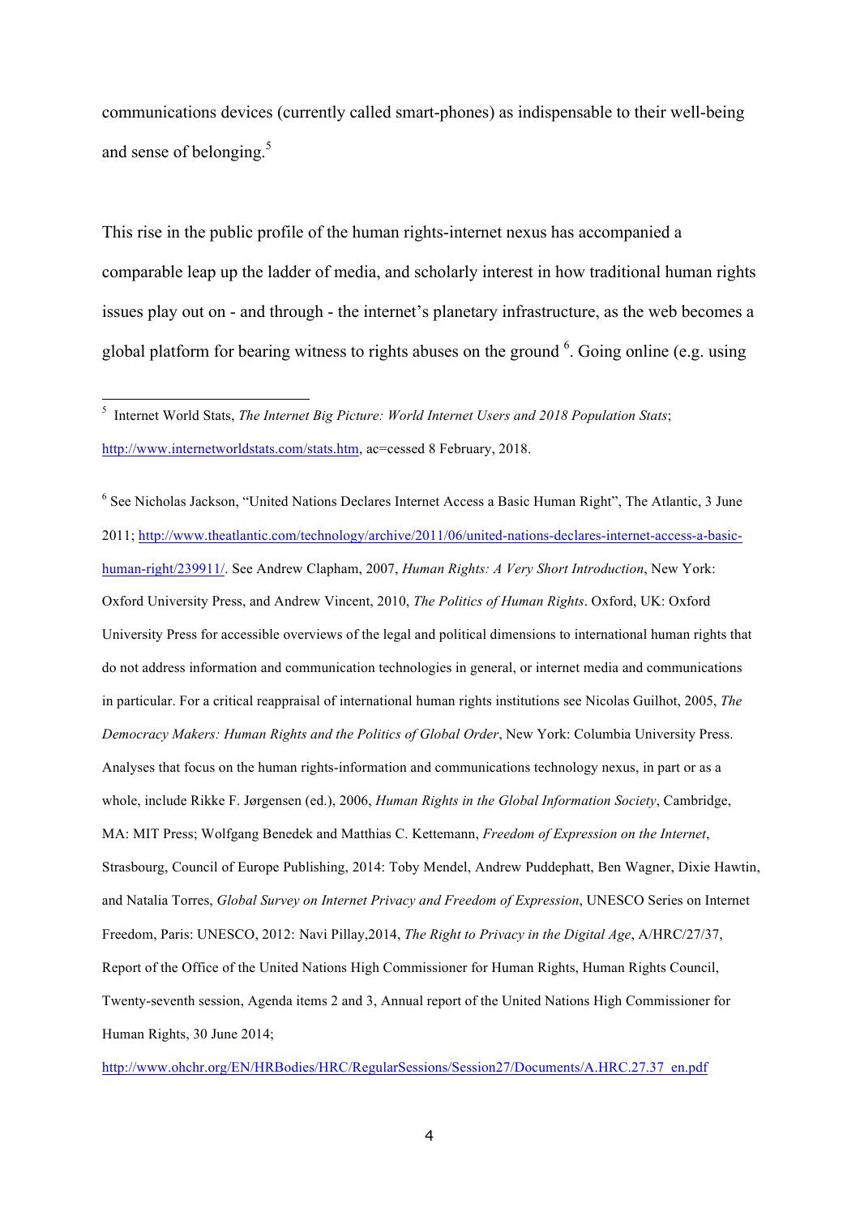communications devices (currently called smart-phones) as indispensable to their well-being and sense of belonging.[5]

This rise in the public profile of the human rights-internet nexus has accompanied a comparable leap up the ladder of media, and scholarly interest in how traditional human rights issues play out on - and through - the internet's planetary infrastructure, as the web becomes a global platform for bearing witness to rights abuses on the ground [6]. Going online (e.g. using

---

[5] Internet World Stats, *The Internet Big Picture: World Internet Users and 2018 Population Stats*; http://www.internetworldstats.com/stats.htm, ac=cessed 8 February, 2018.

[6] See Nicholas Jackson, "United Nations Declares Internet Access a Basic Human Right", The Atlantic, 3 June 2011; http://www.theatlantic.com/technology/archive/2011/06/united-nations-declares-internet-access-a-basic-human-right/239911/. See Andrew Clapham, 2007, *Human Rights: A Very Short Introduction*, New York: Oxford University Press, and Andrew Vincent, 2010, *The Politics of Human Rights*. Oxford, UK: Oxford University Press for accessible overviews of the legal and political dimensions to international human rights that do not address information and communication technologies in general, or internet media and communications in particular. For a critical reappraisal of international human rights institutions see Nicolas Guilhot, 2005, *The Democracy Makers: Human Rights and the Politics of Global Order*, New York: Columbia University Press. Analyses that focus on the human rights-information and communications technology nexus, in part or as a whole, include Rikke F. Jørgensen (ed.), 2006, *Human Rights in the Global Information Society*, Cambridge, MA: MIT Press; Wolfgang Benedek and Matthias C. Kettemann, *Freedom of Expression on the Internet*, Strasbourg, Council of Europe Publishing, 2014: Toby Mendel, Andrew Puddephatt, Ben Wagner, Dixie Hawtin, and Natalia Torres, *Global Survey on Internet Privacy and Freedom of Expression*, UNESCO Series on Internet Freedom, Paris: UNESCO, 2012: Navi Pillay,2014, *The Right to Privacy in the Digital Age*, A/HRC/27/37, Report of the Office of the United Nations High Commissioner for Human Rights, Human Rights Council, Twenty-seventh session, Agenda items 2 and 3, Annual report of the United Nations High Commissioner for Human Rights, 30 June 2014;

http://www.ohchr.org/EN/HRBodies/HRC/RegularSessions/Session27/Documents/A.HRC.27.37_en.pdf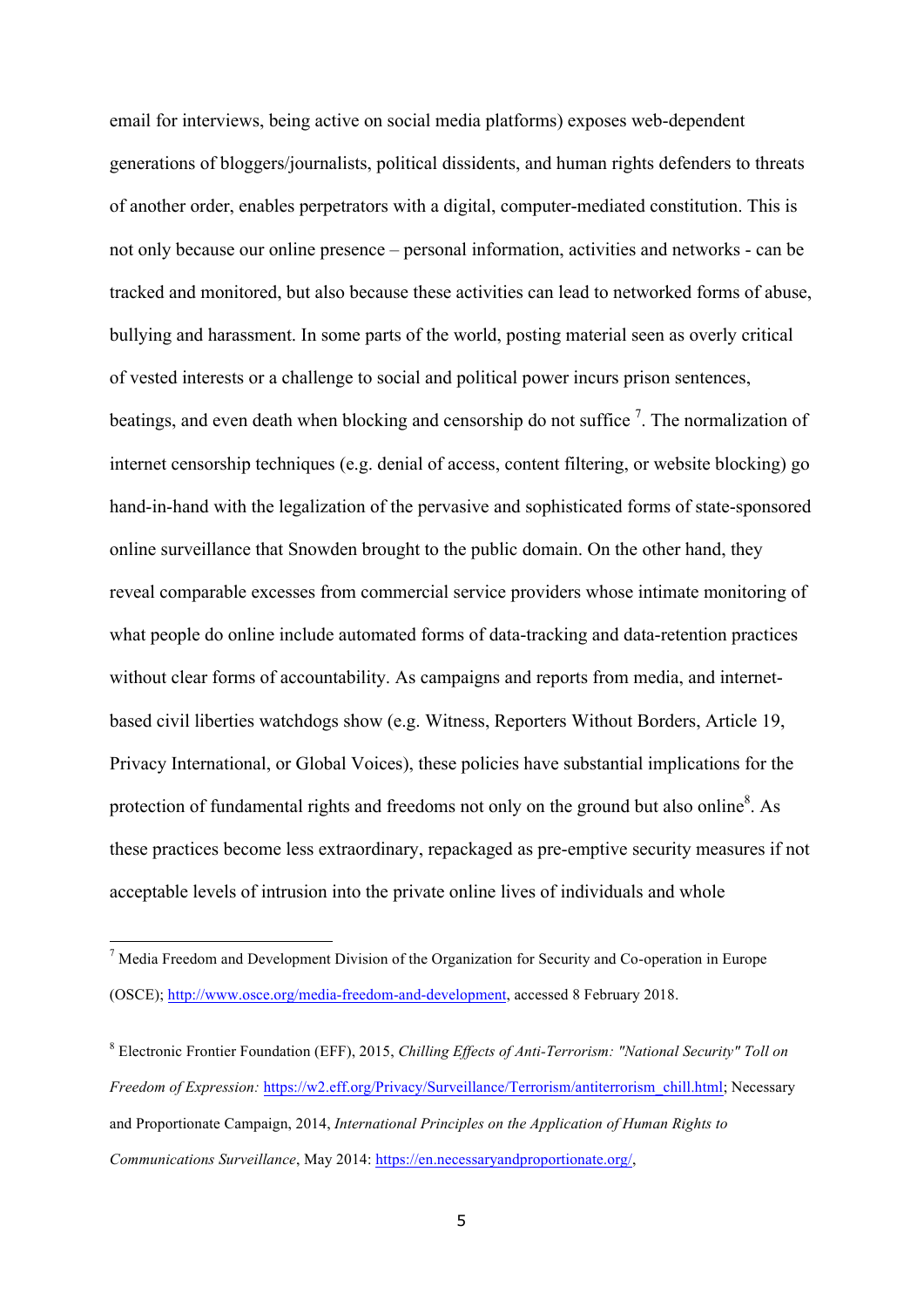email for interviews, being active on social media platforms) exposes web-dependent generations of bloggers/journalists, political dissidents, and human rights defenders to threats of another order, enables perpetrators with a digital, computer-mediated constitution. This is not only because our online presence – personal information, activities and networks - can be tracked and monitored, but also because these activities can lead to networked forms of abuse, bullying and harassment. In some parts of the world, posting material seen as overly critical of vested interests or a challenge to social and political power incurs prison sentences, beatings, and even death when blocking and censorship do not suffice [7]. The normalization of internet censorship techniques (e.g. denial of access, content filtering, or website blocking) go hand-in-hand with the legalization of the pervasive and sophisticated forms of state-sponsored online surveillance that Snowden brought to the public domain. On the other hand, they reveal comparable excesses from commercial service providers whose intimate monitoring of what people do online include automated forms of data-tracking and data-retention practices without clear forms of accountability. As campaigns and reports from media, and internet-based civil liberties watchdogs show (e.g. Witness, Reporters Without Borders, Article 19, Privacy International, or Global Voices), these policies have substantial implications for the protection of fundamental rights and freedoms not only on the ground but also online[8]. As these practices become less extraordinary, repackaged as pre-emptive security measures if not acceptable levels of intrusion into the private online lives of individuals and whole

---

[7] Media Freedom and Development Division of the Organization for Security and Co-operation in Europe (OSCE); http://www.osce.org/media-freedom-and-development, accessed 8 February 2018.

[8] Electronic Frontier Foundation (EFF), 2015, *Chilling Effects of Anti-Terrorism: "National Security" Toll on Freedom of Expression:* https://w2.eff.org/Privacy/Surveillance/Terrorism/antiterrorism_chill.html; Necessary and Proportionate Campaign, 2014, *International Principles on the Application of Human Rights to Communications Surveillance*, May 2014: https://en.necessaryandproportionate.org/,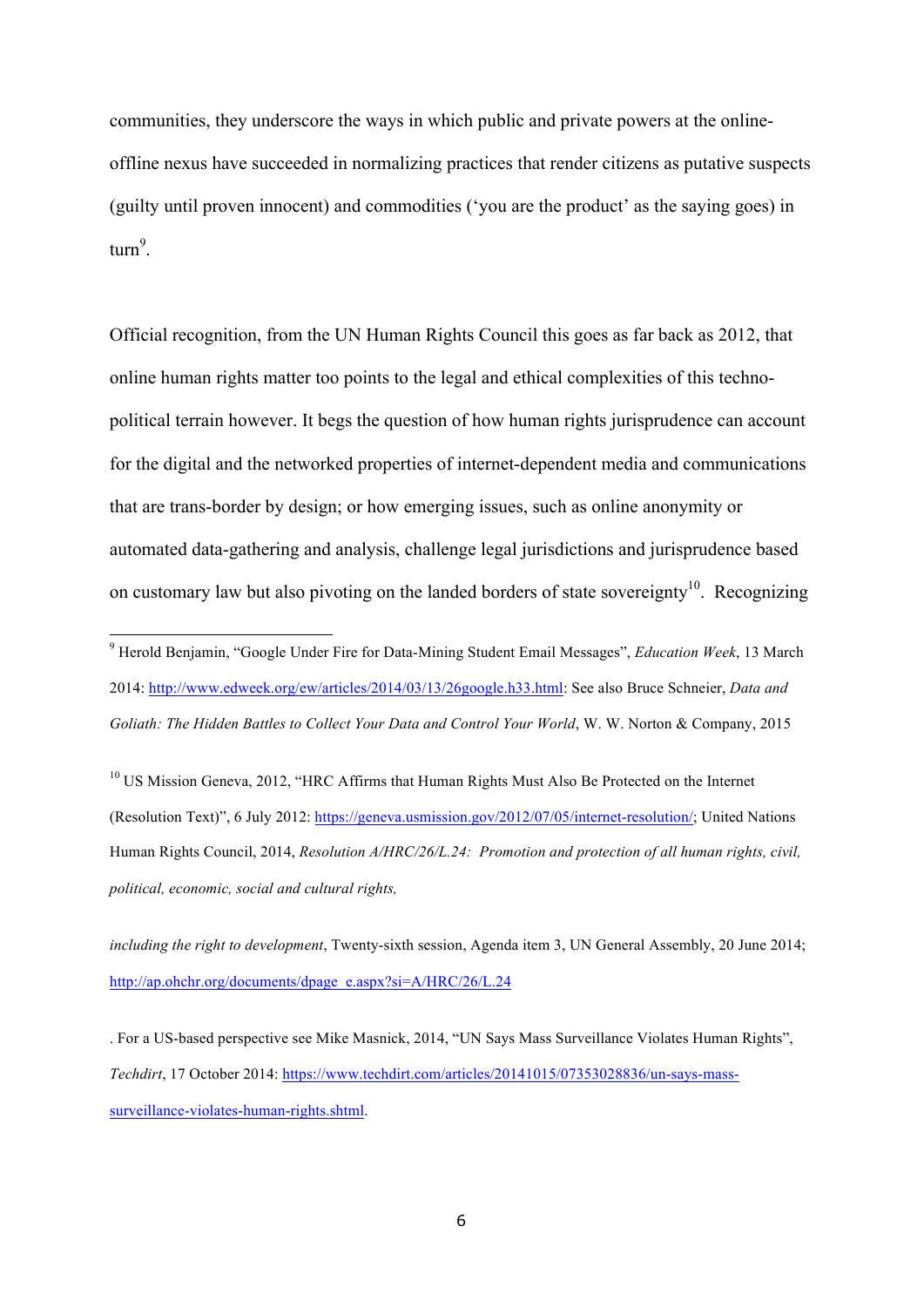communities, they underscore the ways in which public and private powers at the online-offline nexus have succeeded in normalizing practices that render citizens as putative suspects (guilty until proven innocent) and commodities ('you are the product' as the saying goes) in turn[9].

Official recognition, from the UN Human Rights Council this goes as far back as 2012, that online human rights matter too points to the legal and ethical complexities of this techno-political terrain however. It begs the question of how human rights jurisprudence can account for the digital and the networked properties of internet-dependent media and communications that are trans-border by design; or how emerging issues, such as online anonymity or automated data-gathering and analysis, challenge legal jurisdictions and jurisprudence based on customary law but also pivoting on the landed borders of state sovereignty[10]. Recognizing

---

[9] Herold Benjamin, "Google Under Fire for Data-Mining Student Email Messages", *Education Week*, 13 March 2014: http://www.edweek.org/ew/articles/2014/03/13/26google.h33.html: See also Bruce Schneier, *Data and Goliath: The Hidden Battles to Collect Your Data and Control Your World*, W. W. Norton & Company, 2015

[10] US Mission Geneva, 2012, "HRC Affirms that Human Rights Must Also Be Protected on the Internet (Resolution Text)", 6 July 2012: https://geneva.usmission.gov/2012/07/05/internet-resolution/; United Nations Human Rights Council, 2014, *Resolution A/HRC/26/L.24: Promotion and protection of all human rights, civil, political, economic, social and cultural rights,*

*including the right to development*, Twenty-sixth session, Agenda item 3, UN General Assembly, 20 June 2014; http://ap.ohchr.org/documents/dpage_e.aspx?si=A/HRC/26/L.24

. For a US-based perspective see Mike Masnick, 2014, "UN Says Mass Surveillance Violates Human Rights", *Techdirt*, 17 October 2014: https://www.techdirt.com/articles/20141015/07353028836/un-says-mass-surveillance-violates-human-rights.shtml.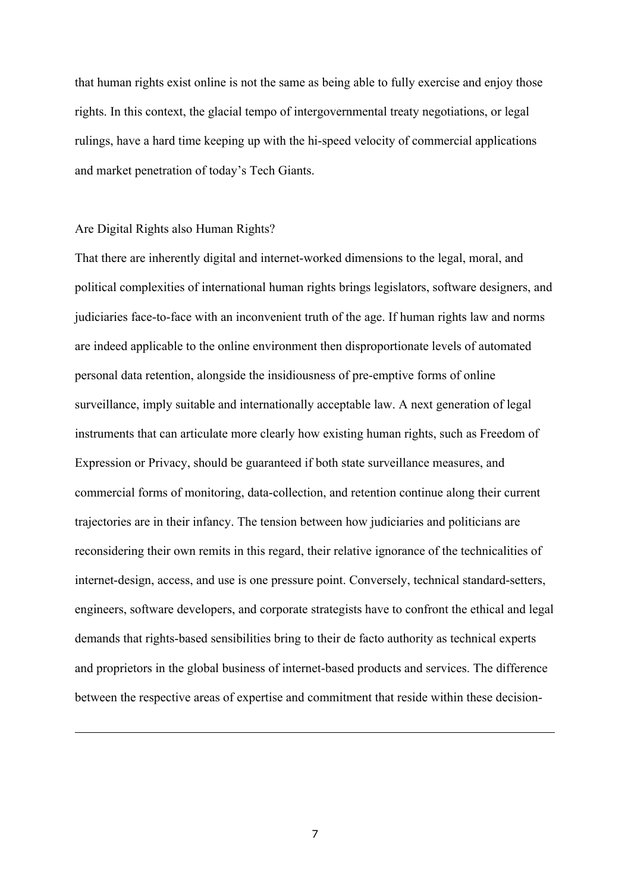that human rights exist online is not the same as being able to fully exercise and enjoy those rights. In this context, the glacial tempo of intergovernmental treaty negotiations, or legal rulings, have a hard time keeping up with the hi-speed velocity of commercial applications and market penetration of today's Tech Giants.

## Are Digital Rights also Human Rights?

That there are inherently digital and internet-worked dimensions to the legal, moral, and political complexities of international human rights brings legislators, software designers, and judiciaries face-to-face with an inconvenient truth of the age. If human rights law and norms are indeed applicable to the online environment then disproportionate levels of automated personal data retention, alongside the insidiousness of pre-emptive forms of online surveillance, imply suitable and internationally acceptable law. A next generation of legal instruments that can articulate more clearly how existing human rights, such as Freedom of Expression or Privacy, should be guaranteed if both state surveillance measures, and commercial forms of monitoring, data-collection, and retention continue along their current trajectories are in their infancy. The tension between how judiciaries and politicians are reconsidering their own remits in this regard, their relative ignorance of the technicalities of internet-design, access, and use is one pressure point. Conversely, technical standard-setters, engineers, software developers, and corporate strategists have to confront the ethical and legal demands that rights-based sensibilities bring to their de facto authority as technical experts and proprietors in the global business of internet-based products and services. The difference between the respective areas of expertise and commitment that reside within these decision-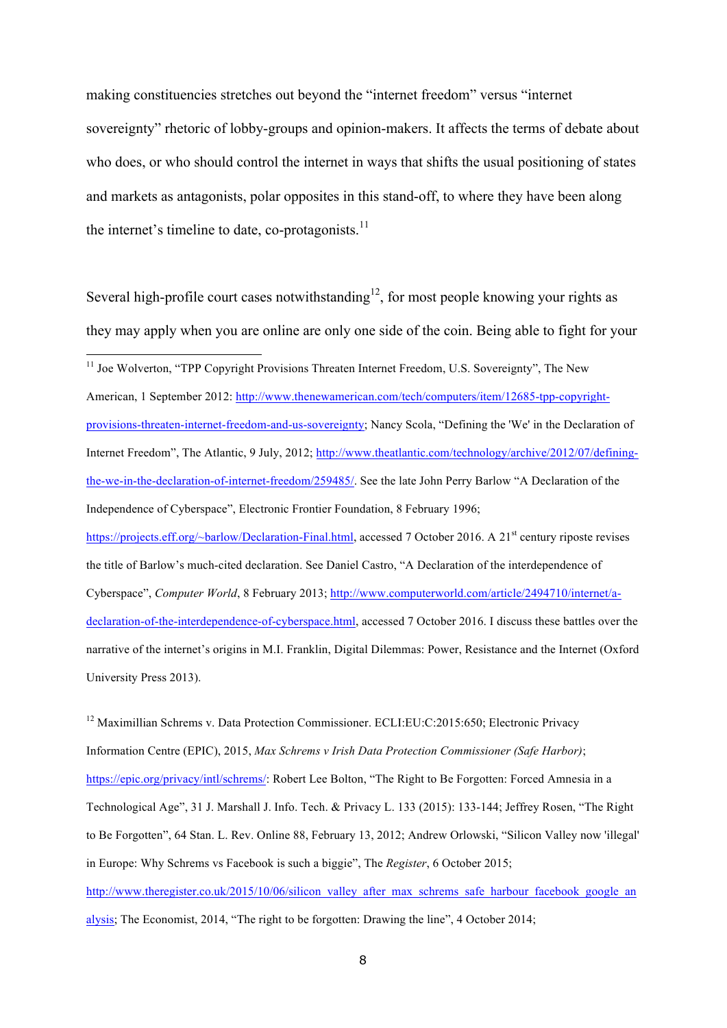making constituencies stretches out beyond the "internet freedom" versus "internet sovereignty" rhetoric of lobby-groups and opinion-makers. It affects the terms of debate about who does, or who should control the internet in ways that shifts the usual positioning of states and markets as antagonists, polar opposites in this stand-off, to where they have been along the internet's timeline to date, co-protagonists.[11]

Several high-profile court cases notwithstanding[12], for most people knowing your rights as they may apply when you are online are only one side of the coin. Being able to fight for your

---

[11] Joe Wolverton, "TPP Copyright Provisions Threaten Internet Freedom, U.S. Sovereignty", The New American, 1 September 2012: http://www.thenewamerican.com/tech/computers/item/12685-tpp-copyright-provisions-threaten-internet-freedom-and-us-sovereignty; Nancy Scola, "Defining the 'We' in the Declaration of Internet Freedom", The Atlantic, 9 July, 2012; http://www.theatlantic.com/technology/archive/2012/07/defining-the-we-in-the-declaration-of-internet-freedom/259485/. See the late John Perry Barlow "A Declaration of the Independence of Cyberspace", Electronic Frontier Foundation, 8 February 1996; https://projects.eff.org/~barlow/Declaration-Final.html, accessed 7 October 2016. A 21st century riposte revises the title of Barlow's much-cited declaration. See Daniel Castro, "A Declaration of the interdependence of Cyberspace", *Computer World*, 8 February 2013; http://www.computerworld.com/article/2494710/internet/a-declaration-of-the-interdependence-of-cyberspace.html, accessed 7 October 2016. I discuss these battles over the narrative of the internet's origins in M.I. Franklin, Digital Dilemmas: Power, Resistance and the Internet (Oxford University Press 2013).

[12] Maximillian Schrems v. Data Protection Commissioner. ECLI:EU:C:2015:650; Electronic Privacy Information Centre (EPIC), 2015, *Max Schrems v Irish Data Protection Commissioner (Safe Harbor)*; https://epic.org/privacy/intl/schrems/: Robert Lee Bolton, "The Right to Be Forgotten: Forced Amnesia in a Technological Age", 31 J. Marshall J. Info. Tech. & Privacy L. 133 (2015): 133-144; Jeffrey Rosen, "The Right to Be Forgotten", 64 Stan. L. Rev. Online 88, February 13, 2012; Andrew Orlowski, "Silicon Valley now 'illegal' in Europe: Why Schrems vs Facebook is such a biggie", The *Register*, 6 October 2015; http://www.theregister.co.uk/2015/10/06/silicon_valley_after_max_schrems_safe_harbour_facebook_google_analysis; The Economist, 2014, "The right to be forgotten: Drawing the line", 4 October 2014;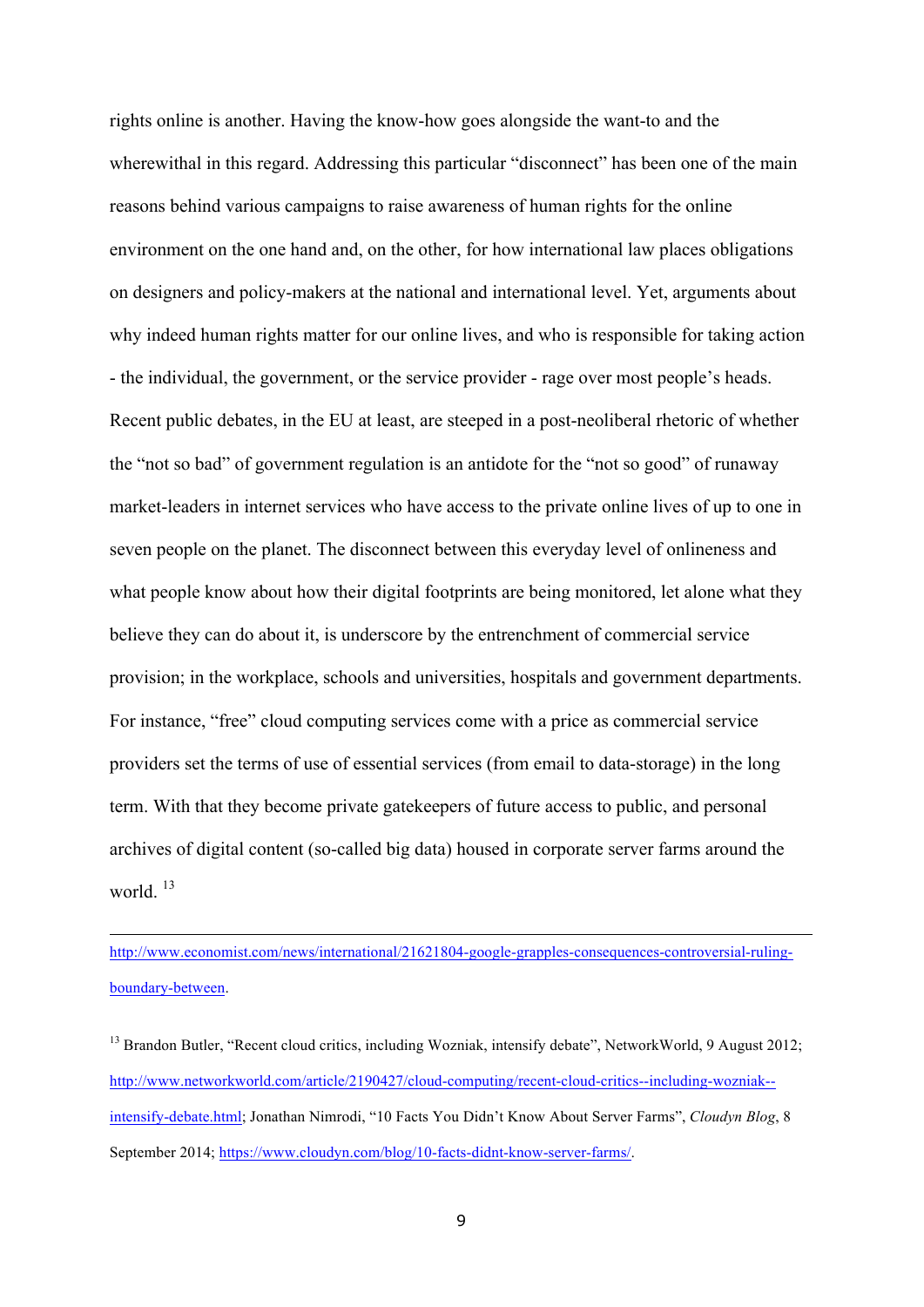rights online is another. Having the know-how goes alongside the want-to and the wherewithal in this regard. Addressing this particular "disconnect" has been one of the main reasons behind various campaigns to raise awareness of human rights for the online environment on the one hand and, on the other, for how international law places obligations on designers and policy-makers at the national and international level. Yet, arguments about why indeed human rights matter for our online lives, and who is responsible for taking action - the individual, the government, or the service provider - rage over most people's heads. Recent public debates, in the EU at least, are steeped in a post-neoliberal rhetoric of whether the "not so bad" of government regulation is an antidote for the "not so good" of runaway market-leaders in internet services who have access to the private online lives of up to one in seven people on the planet. The disconnect between this everyday level of onlineness and what people know about how their digital footprints are being monitored, let alone what they believe they can do about it, is underscore by the entrenchment of commercial service provision; in the workplace, schools and universities, hospitals and government departments. For instance, "free" cloud computing services come with a price as commercial service providers set the terms of use of essential services (from email to data-storage) in the long term. With that they become private gatekeepers of future access to public, and personal archives of digital content (so-called big data) housed in corporate server farms around the world. [13]

---

http://www.economist.com/news/international/21621804-google-grapples-consequences-controversial-ruling-boundary-between.

[13] Brandon Butler, "Recent cloud critics, including Wozniak, intensify debate", NetworkWorld, 9 August 2012; http://www.networkworld.com/article/2190427/cloud-computing/recent-cloud-critics--including-wozniak--intensify-debate.html; Jonathan Nimrodi, "10 Facts You Didn't Know About Server Farms", *Cloudyn Blog*, 8 September 2014; https://www.cloudyn.com/blog/10-facts-didnt-know-server-farms/.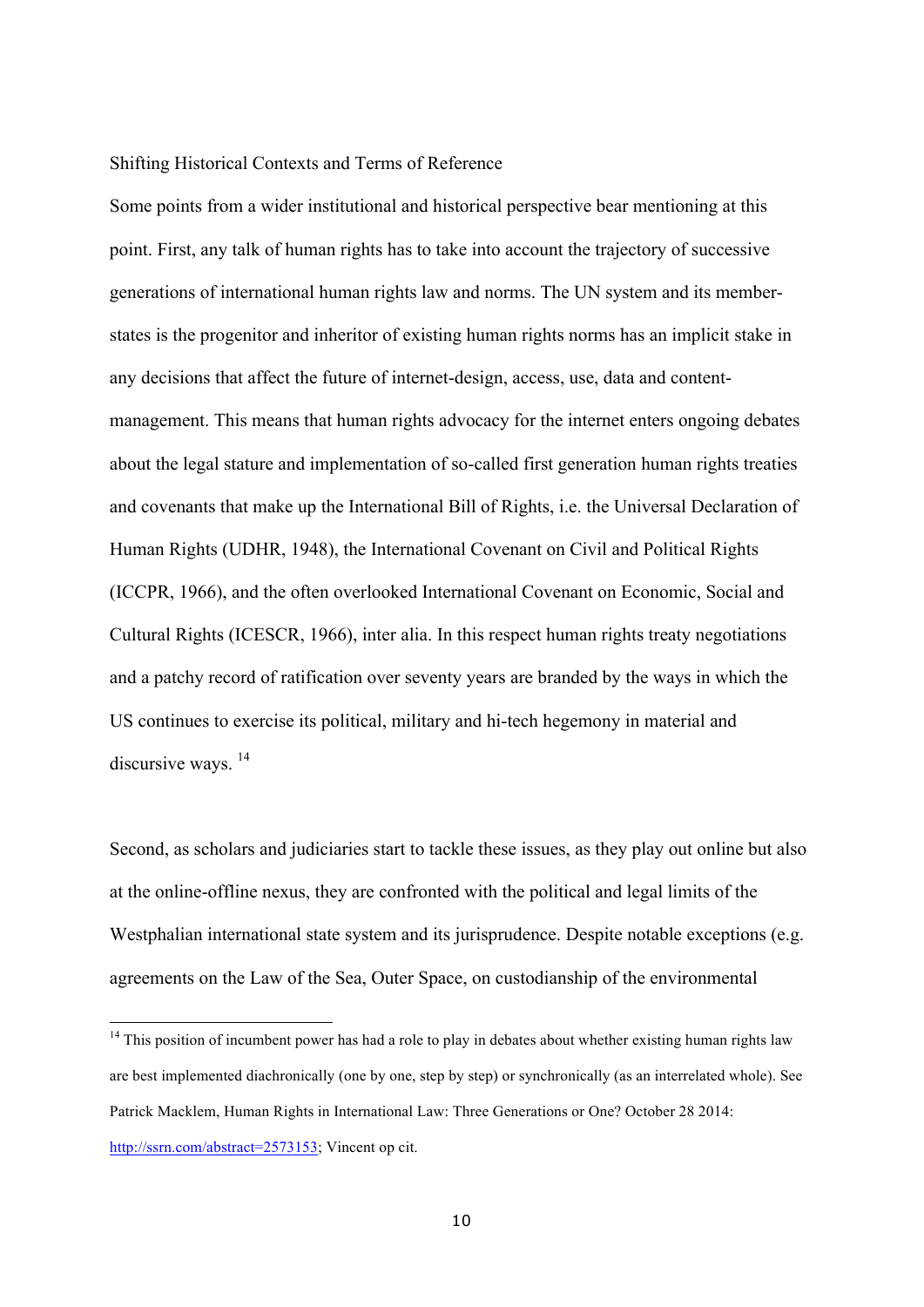## Shifting Historical Contexts and Terms of Reference

Some points from a wider institutional and historical perspective bear mentioning at this point. First, any talk of human rights has to take into account the trajectory of successive generations of international human rights law and norms. The UN system and its member-states is the progenitor and inheritor of existing human rights norms has an implicit stake in any decisions that affect the future of internet-design, access, use, data and content-management. This means that human rights advocacy for the internet enters ongoing debates about the legal stature and implementation of so-called first generation human rights treaties and covenants that make up the International Bill of Rights, i.e. the Universal Declaration of Human Rights (UDHR, 1948), the International Covenant on Civil and Political Rights (ICCPR, 1966), and the often overlooked International Covenant on Economic, Social and Cultural Rights (ICESCR, 1966), inter alia. In this respect human rights treaty negotiations and a patchy record of ratification over seventy years are branded by the ways in which the US continues to exercise its political, military and hi-tech hegemony in material and discursive ways. [14]

Second, as scholars and judiciaries start to tackle these issues, as they play out online but also at the online-offline nexus, they are confronted with the political and legal limits of the Westphalian international state system and its jurisprudence. Despite notable exceptions (e.g. agreements on the Law of the Sea, Outer Space, on custodianship of the environmental

---

[14] This position of incumbent power has had a role to play in debates about whether existing human rights law are best implemented diachronically (one by one, step by step) or synchronically (as an interrelated whole). See Patrick Macklem, Human Rights in International Law: Three Generations or One? October 28 2014: http://ssrn.com/abstract=2573153; Vincent op cit.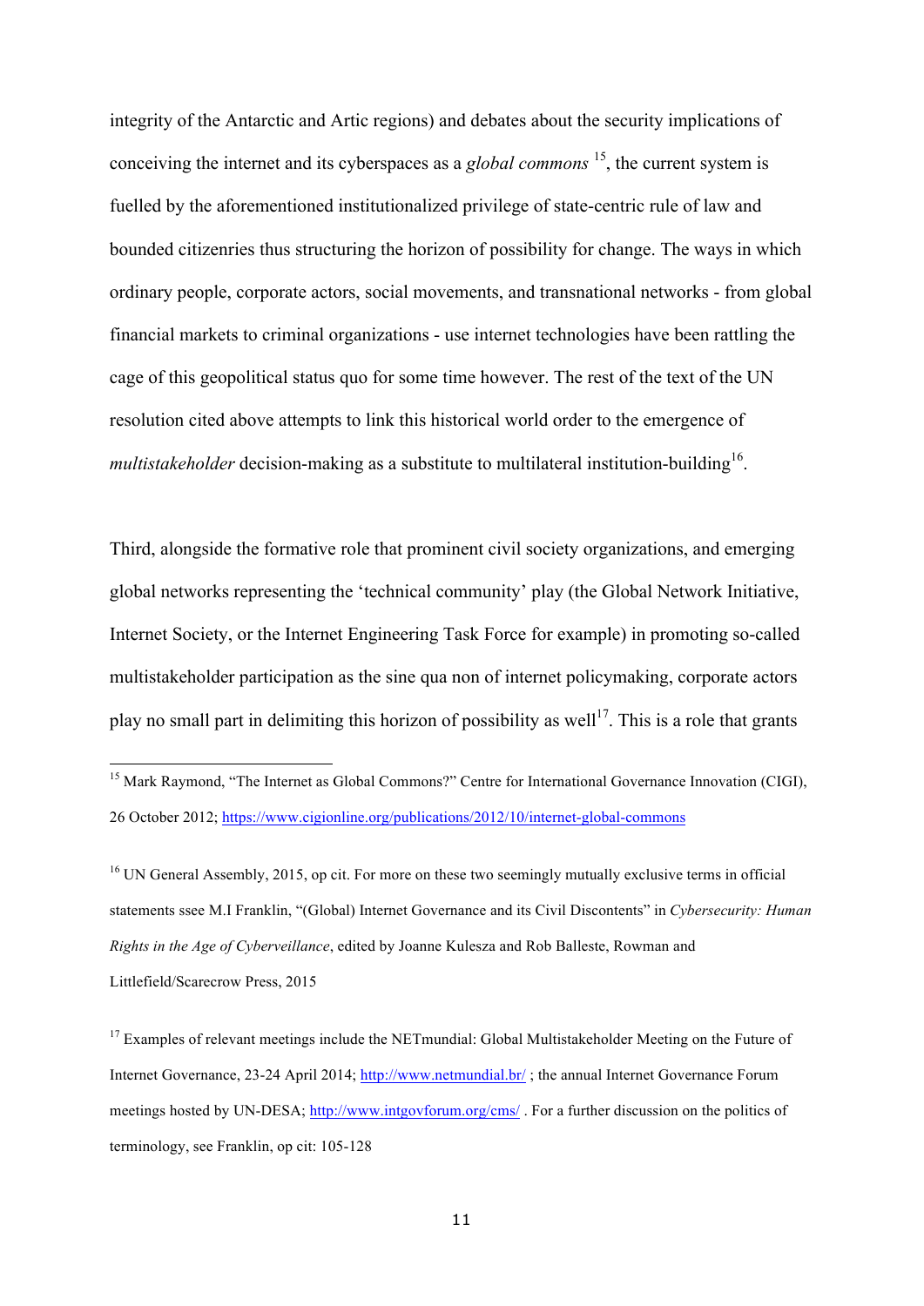integrity of the Antarctic and Artic regions) and debates about the security implications of conceiving the internet and its cyberspaces as a *global commons* [15], the current system is fuelled by the aforementioned institutionalized privilege of state-centric rule of law and bounded citizenries thus structuring the horizon of possibility for change. The ways in which ordinary people, corporate actors, social movements, and transnational networks - from global financial markets to criminal organizations - use internet technologies have been rattling the cage of this geopolitical status quo for some time however. The rest of the text of the UN resolution cited above attempts to link this historical world order to the emergence of *multistakeholder* decision-making as a substitute to multilateral institution-building[16].

Third, alongside the formative role that prominent civil society organizations, and emerging global networks representing the 'technical community' play (the Global Network Initiative, Internet Society, or the Internet Engineering Task Force for example) in promoting so-called multistakeholder participation as the sine qua non of internet policymaking, corporate actors play no small part in delimiting this horizon of possibility as well[17]. This is a role that grants

---

[15] Mark Raymond, "The Internet as Global Commons?" Centre for International Governance Innovation (CIGI), 26 October 2012; https://www.cigionline.org/publications/2012/10/internet-global-commons

[16] UN General Assembly, 2015, op cit. For more on these two seemingly mutually exclusive terms in official statements ssee M.I Franklin, "(Global) Internet Governance and its Civil Discontents" in *Cybersecurity: Human Rights in the Age of Cyberveillance*, edited by Joanne Kulesza and Rob Balleste, Rowman and Littlefield/Scarecrow Press, 2015

[17] Examples of relevant meetings include the NETmundial: Global Multistakeholder Meeting on the Future of Internet Governance, 23-24 April 2014; http://www.netmundial.br/ ; the annual Internet Governance Forum meetings hosted by UN-DESA; http://www.intgovforum.org/cms/ . For a further discussion on the politics of terminology, see Franklin, op cit: 105-128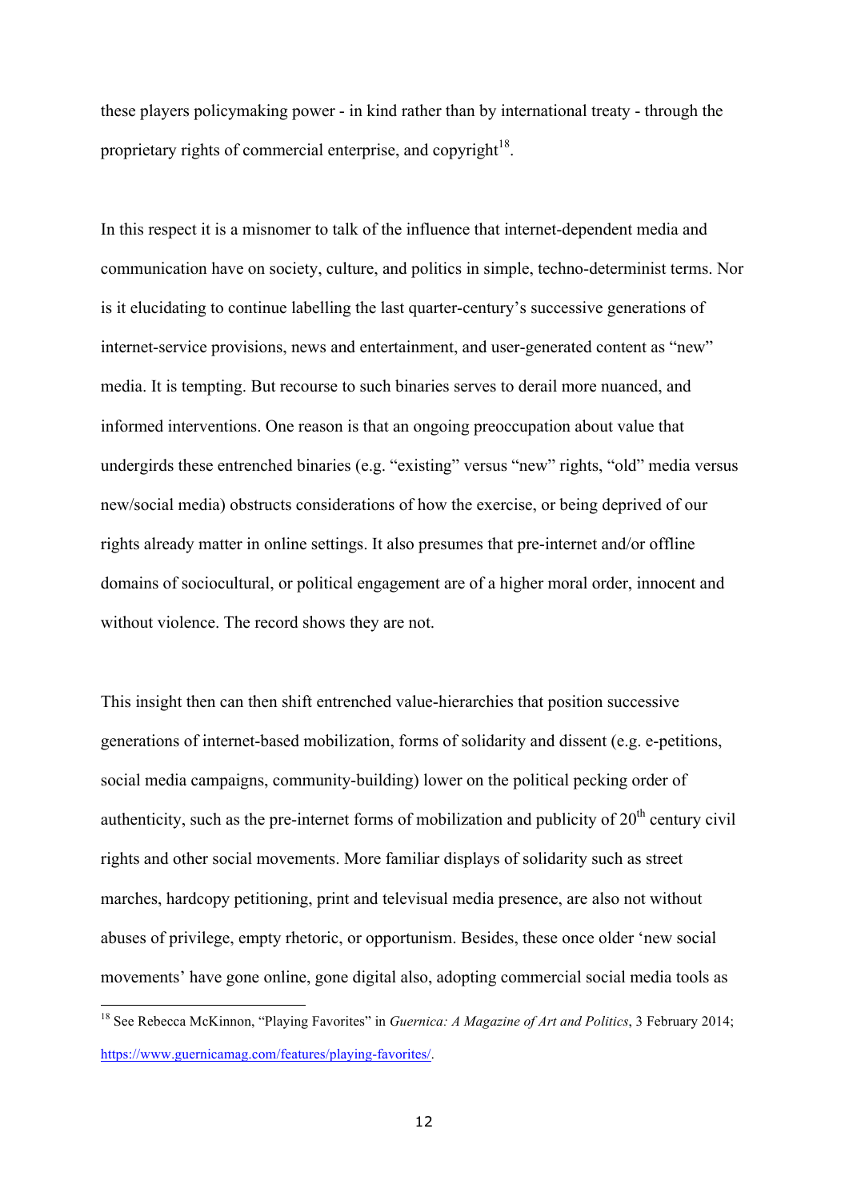these players policymaking power - in kind rather than by international treaty - through the proprietary rights of commercial enterprise, and copyright[18].

In this respect it is a misnomer to talk of the influence that internet-dependent media and communication have on society, culture, and politics in simple, techno-determinist terms. Nor is it elucidating to continue labelling the last quarter-century's successive generations of internet-service provisions, news and entertainment, and user-generated content as "new" media. It is tempting. But recourse to such binaries serves to derail more nuanced, and informed interventions. One reason is that an ongoing preoccupation about value that undergirds these entrenched binaries (e.g. "existing" versus "new" rights, "old" media versus new/social media) obstructs considerations of how the exercise, or being deprived of our rights already matter in online settings. It also presumes that pre-internet and/or offline domains of sociocultural, or political engagement are of a higher moral order, innocent and without violence. The record shows they are not.

This insight then can then shift entrenched value-hierarchies that position successive generations of internet-based mobilization, forms of solidarity and dissent (e.g. e-petitions, social media campaigns, community-building) lower on the political pecking order of authenticity, such as the pre-internet forms of mobilization and publicity of 20th century civil rights and other social movements. More familiar displays of solidarity such as street marches, hardcopy petitioning, print and televisual media presence, are also not without abuses of privilege, empty rhetoric, or opportunism. Besides, these once older 'new social movements' have gone online, gone digital also, adopting commercial social media tools as

[18] See Rebecca McKinnon, "Playing Favorites" in *Guernica: A Magazine of Art and Politics*, 3 February 2014; https://www.guernicamag.com/features/playing-favorites/.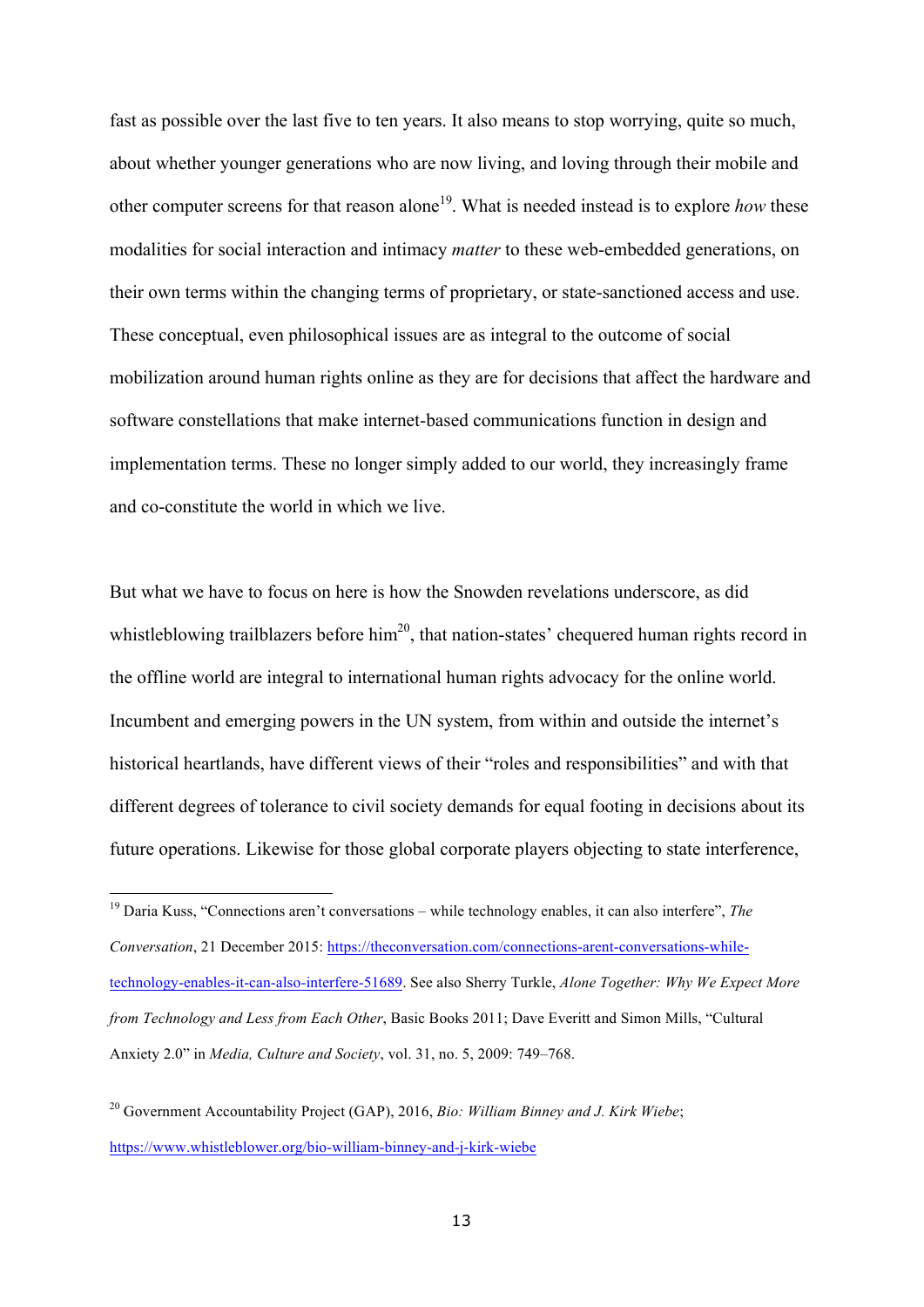fast as possible over the last five to ten years. It also means to stop worrying, quite so much, about whether younger generations who are now living, and loving through their mobile and other computer screens for that reason alone[19]. What is needed instead is to explore *how* these modalities for social interaction and intimacy *matter* to these web-embedded generations, on their own terms within the changing terms of proprietary, or state-sanctioned access and use. These conceptual, even philosophical issues are as integral to the outcome of social mobilization around human rights online as they are for decisions that affect the hardware and software constellations that make internet-based communications function in design and implementation terms. These no longer simply added to our world, they increasingly frame and co-constitute the world in which we live.

But what we have to focus on here is how the Snowden revelations underscore, as did whistleblowing trailblazers before him[20], that nation-states' chequered human rights record in the offline world are integral to international human rights advocacy for the online world. Incumbent and emerging powers in the UN system, from within and outside the internet's historical heartlands, have different views of their "roles and responsibilities" and with that different degrees of tolerance to civil society demands for equal footing in decisions about its future operations. Likewise for those global corporate players objecting to state interference,

---

[19] Daria Kuss, "Connections aren't conversations – while technology enables, it can also interfere", *The Conversation*, 21 December 2015: https://theconversation.com/connections-arent-conversations-while-technology-enables-it-can-also-interfere-51689. See also Sherry Turkle, *Alone Together: Why We Expect More from Technology and Less from Each Other*, Basic Books 2011; Dave Everitt and Simon Mills, "Cultural Anxiety 2.0" in *Media, Culture and Society*, vol. 31, no. 5, 2009: 749–768.

[20] Government Accountability Project (GAP), 2016, *Bio: William Binney and J. Kirk Wiebe*; https://www.whistleblower.org/bio-william-binney-and-j-kirk-wiebe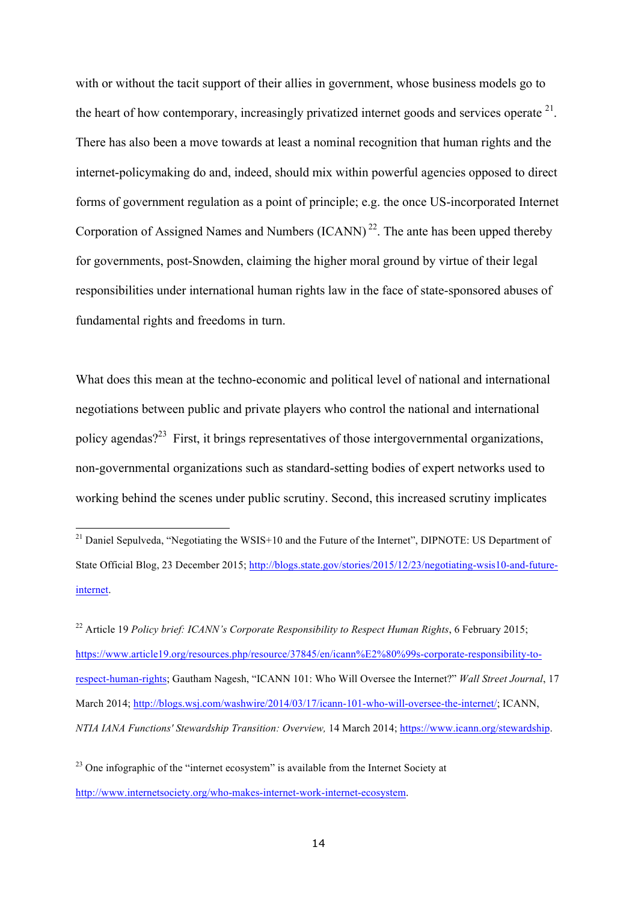with or without the tacit support of their allies in government, whose business models go to the heart of how contemporary, increasingly privatized internet goods and services operate [21]. There has also been a move towards at least a nominal recognition that human rights and the internet-policymaking do and, indeed, should mix within powerful agencies opposed to direct forms of government regulation as a point of principle; e.g. the once US-incorporated Internet Corporation of Assigned Names and Numbers (ICANN) [22]. The ante has been upped thereby for governments, post-Snowden, claiming the higher moral ground by virtue of their legal responsibilities under international human rights law in the face of state-sponsored abuses of fundamental rights and freedoms in turn.

What does this mean at the techno-economic and political level of national and international negotiations between public and private players who control the national and international policy agendas?[23] First, it brings representatives of those intergovernmental organizations, non-governmental organizations such as standard-setting bodies of expert networks used to working behind the scenes under public scrutiny. Second, this increased scrutiny implicates

---

[21] Daniel Sepulveda, "Negotiating the WSIS+10 and the Future of the Internet", DIPNOTE: US Department of State Official Blog, 23 December 2015; http://blogs.state.gov/stories/2015/12/23/negotiating-wsis10-and-future-internet.

[22] Article 19 *Policy brief: ICANN's Corporate Responsibility to Respect Human Rights*, 6 February 2015; https://www.article19.org/resources.php/resource/37845/en/icann%E2%80%99s-corporate-responsibility-to-respect-human-rights; Gautham Nagesh, "ICANN 101: Who Will Oversee the Internet?" *Wall Street Journal*, 17 March 2014; http://blogs.wsj.com/washwire/2014/03/17/icann-101-who-will-oversee-the-internet/; ICANN, *NTIA IANA Functions' Stewardship Transition: Overview,* 14 March 2014; https://www.icann.org/stewardship.

[23] One infographic of the "internet ecosystem" is available from the Internet Society at http://www.internetsociety.org/who-makes-internet-work-internet-ecosystem.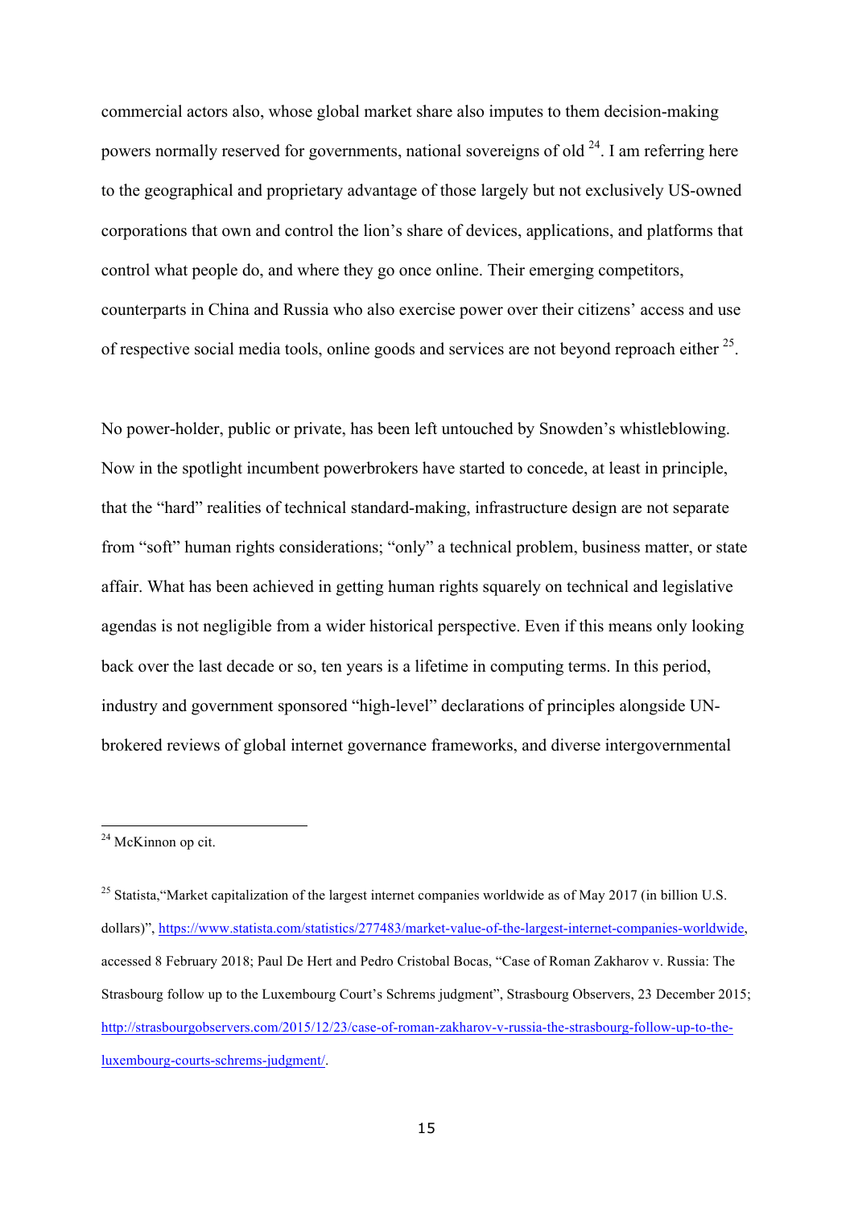commercial actors also, whose global market share also imputes to them decision-making powers normally reserved for governments, national sovereigns of old [24]. I am referring here to the geographical and proprietary advantage of those largely but not exclusively US-owned corporations that own and control the lion's share of devices, applications, and platforms that control what people do, and where they go once online. Their emerging competitors, counterparts in China and Russia who also exercise power over their citizens' access and use of respective social media tools, online goods and services are not beyond reproach either [25].

No power-holder, public or private, has been left untouched by Snowden's whistleblowing. Now in the spotlight incumbent powerbrokers have started to concede, at least in principle, that the "hard" realities of technical standard-making, infrastructure design are not separate from "soft" human rights considerations; "only" a technical problem, business matter, or state affair. What has been achieved in getting human rights squarely on technical and legislative agendas is not negligible from a wider historical perspective. Even if this means only looking back over the last decade or so, ten years is a lifetime in computing terms. In this period, industry and government sponsored "high-level" declarations of principles alongside UN-brokered reviews of global internet governance frameworks, and diverse intergovernmental

---

[24] McKinnon op cit.

[25] Statista,"Market capitalization of the largest internet companies worldwide as of May 2017 (in billion U.S. dollars)", https://www.statista.com/statistics/277483/market-value-of-the-largest-internet-companies-worldwide, accessed 8 February 2018; Paul De Hert and Pedro Cristobal Bocas, "Case of Roman Zakharov v. Russia: The Strasbourg follow up to the Luxembourg Court's Schrems judgment", Strasbourg Observers, 23 December 2015; http://strasbourgobservers.com/2015/12/23/case-of-roman-zakharov-v-russia-the-strasbourg-follow-up-to-the-luxembourg-courts-schrems-judgment/.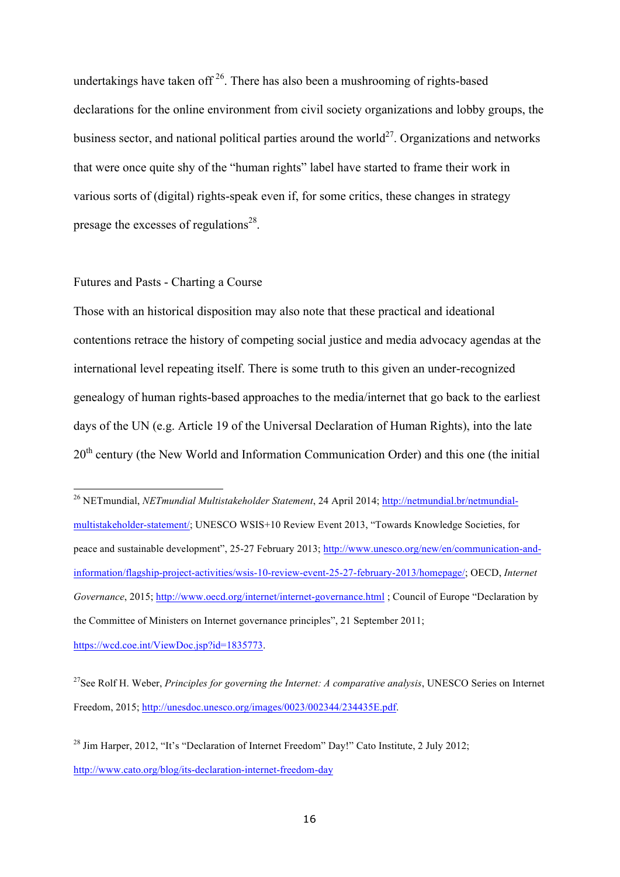undertakings have taken off [26]. There has also been a mushrooming of rights-based declarations for the online environment from civil society organizations and lobby groups, the business sector, and national political parties around the world[27]. Organizations and networks that were once quite shy of the "human rights" label have started to frame their work in various sorts of (digital) rights-speak even if, for some critics, these changes in strategy presage the excesses of regulations[28].

## Futures and Pasts - Charting a Course

Those with an historical disposition may also note that these practical and ideational contentions retrace the history of competing social justice and media advocacy agendas at the international level repeating itself. There is some truth to this given an under-recognized genealogy of human rights-based approaches to the media/internet that go back to the earliest days of the UN (e.g. Article 19 of the Universal Declaration of Human Rights), into the late 20th century (the New World and Information Communication Order) and this one (the initial

---

[26] NETmundial, *NETmundial Multistakeholder Statement*, 24 April 2014; http://netmundial.br/netmundial-multistakeholder-statement/; UNESCO WSIS+10 Review Event 2013, "Towards Knowledge Societies, for peace and sustainable development", 25-27 February 2013; http://www.unesco.org/new/en/communication-and-information/flagship-project-activities/wsis-10-review-event-25-27-february-2013/homepage/; OECD, *Internet Governance*, 2015; http://www.oecd.org/internet/internet-governance.html ; Council of Europe "Declaration by the Committee of Ministers on Internet governance principles", 21 September 2011; https://wcd.coe.int/ViewDoc.jsp?id=1835773.

[27] See Rolf H. Weber, *Principles for governing the Internet: A comparative analysis*, UNESCO Series on Internet Freedom, 2015; http://unesdoc.unesco.org/images/0023/002344/234435E.pdf.

[28] Jim Harper, 2012, "It's "Declaration of Internet Freedom" Day!" Cato Institute, 2 July 2012; http://www.cato.org/blog/its-declaration-internet-freedom-day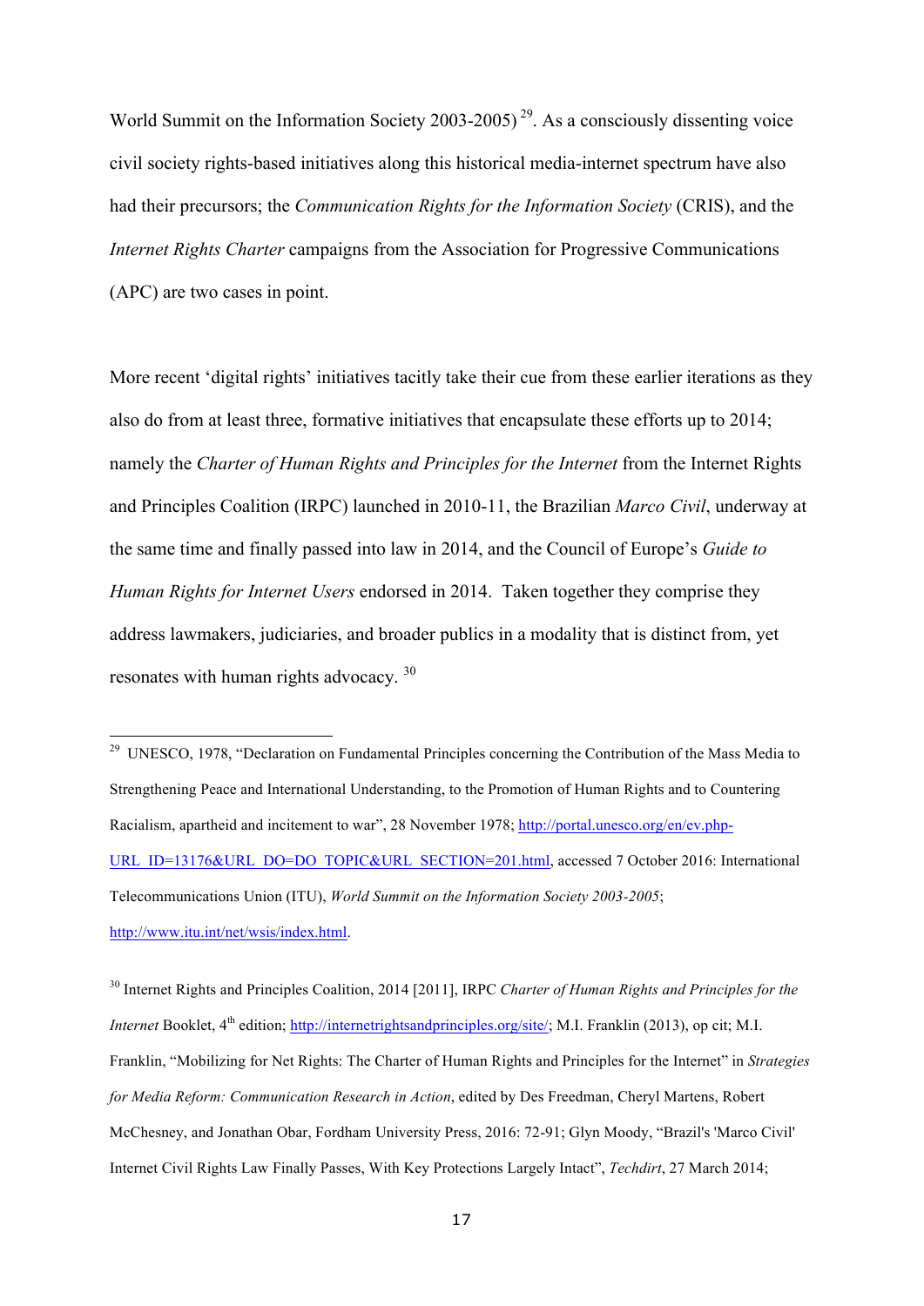World Summit on the Information Society 2003-2005) [29]. As a consciously dissenting voice civil society rights-based initiatives along this historical media-internet spectrum have also had their precursors; the *Communication Rights for the Information Society* (CRIS), and the *Internet Rights Charter* campaigns from the Association for Progressive Communications (APC) are two cases in point.

More recent 'digital rights' initiatives tacitly take their cue from these earlier iterations as they also do from at least three, formative initiatives that encapsulate these efforts up to 2014; namely the *Charter of Human Rights and Principles for the Internet* from the Internet Rights and Principles Coalition (IRPC) launched in 2010-11, the Brazilian *Marco Civil*, underway at the same time and finally passed into law in 2014, and the Council of Europe's *Guide to Human Rights for Internet Users* endorsed in 2014. Taken together they comprise they address lawmakers, judiciaries, and broader publics in a modality that is distinct from, yet resonates with human rights advocacy. [30]

---

[29] UNESCO, 1978, "Declaration on Fundamental Principles concerning the Contribution of the Mass Media to Strengthening Peace and International Understanding, to the Promotion of Human Rights and to Countering Racialism, apartheid and incitement to war", 28 November 1978; http://portal.unesco.org/en/ev.php-URL_ID=13176&URL_DO=DO_TOPIC&URL_SECTION=201.html, accessed 7 October 2016: International Telecommunications Union (ITU), *World Summit on the Information Society 2003-2005*; http://www.itu.int/net/wsis/index.html.

[30] Internet Rights and Principles Coalition, 2014 [2011], IRPC *Charter of Human Rights and Principles for the Internet* Booklet, 4th edition; http://internetrightsandprinciples.org/site/; M.I. Franklin (2013), op cit; M.I. Franklin, "Mobilizing for Net Rights: The Charter of Human Rights and Principles for the Internet" in *Strategies for Media Reform: Communication Research in Action*, edited by Des Freedman, Cheryl Martens, Robert McChesney, and Jonathan Obar, Fordham University Press, 2016: 72-91; Glyn Moody, "Brazil's 'Marco Civil' Internet Civil Rights Law Finally Passes, With Key Protections Largely Intact", *Techdirt*, 27 March 2014;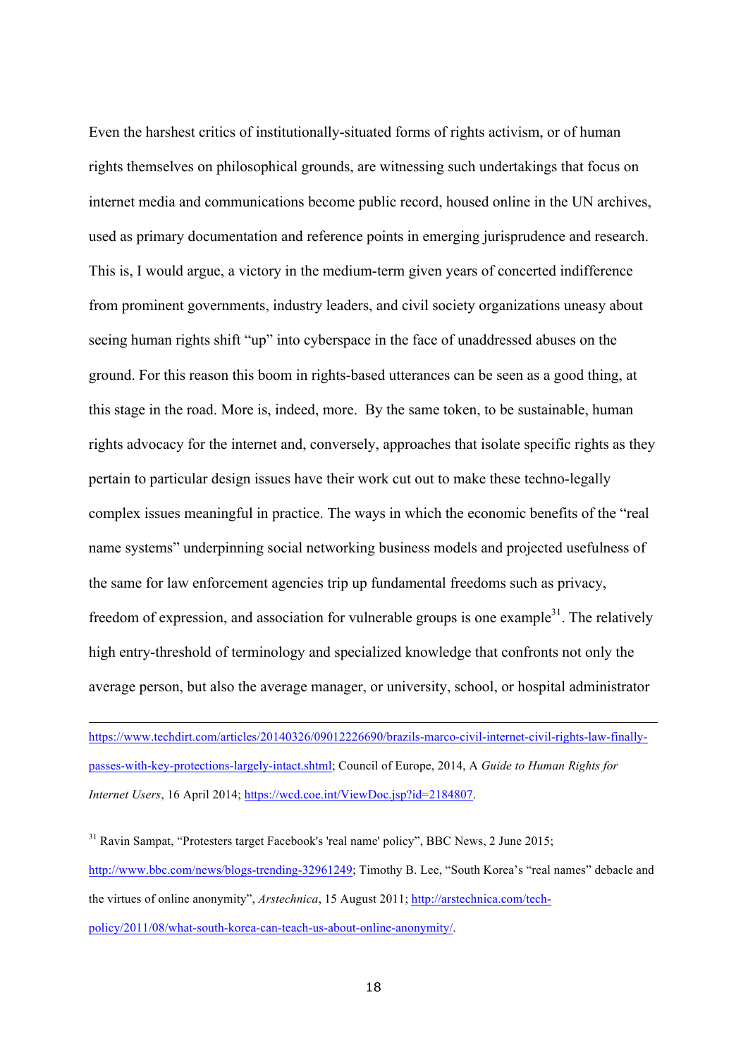Even the harshest critics of institutionally-situated forms of rights activism, or of human rights themselves on philosophical grounds, are witnessing such undertakings that focus on internet media and communications become public record, housed online in the UN archives, used as primary documentation and reference points in emerging jurisprudence and research. This is, I would argue, a victory in the medium-term given years of concerted indifference from prominent governments, industry leaders, and civil society organizations uneasy about seeing human rights shift "up" into cyberspace in the face of unaddressed abuses on the ground. For this reason this boom in rights-based utterances can be seen as a good thing, at this stage in the road. More is, indeed, more. By the same token, to be sustainable, human rights advocacy for the internet and, conversely, approaches that isolate specific rights as they pertain to particular design issues have their work cut out to make these techno-legally complex issues meaningful in practice. The ways in which the economic benefits of the "real name systems" underpinning social networking business models and projected usefulness of the same for law enforcement agencies trip up fundamental freedoms such as privacy, freedom of expression, and association for vulnerable groups is one example[31]. The relatively high entry-threshold of terminology and specialized knowledge that confronts not only the average person, but also the average manager, or university, school, or hospital administrator

---

https://www.techdirt.com/articles/20140326/09012226690/brazils-marco-civil-internet-civil-rights-law-finally-passes-with-key-protections-largely-intact.shtml; Council of Europe, 2014, A *Guide to Human Rights for Internet Users*, 16 April 2014; https://wcd.coe.int/ViewDoc.jsp?id=2184807.

[31] Ravin Sampat, "Protesters target Facebook's 'real name' policy", BBC News, 2 June 2015; http://www.bbc.com/news/blogs-trending-32961249; Timothy B. Lee, "South Korea's "real names" debacle and the virtues of online anonymity", *Arstechnica*, 15 August 2011; http://arstechnica.com/tech-policy/2011/08/what-south-korea-can-teach-us-about-online-anonymity/.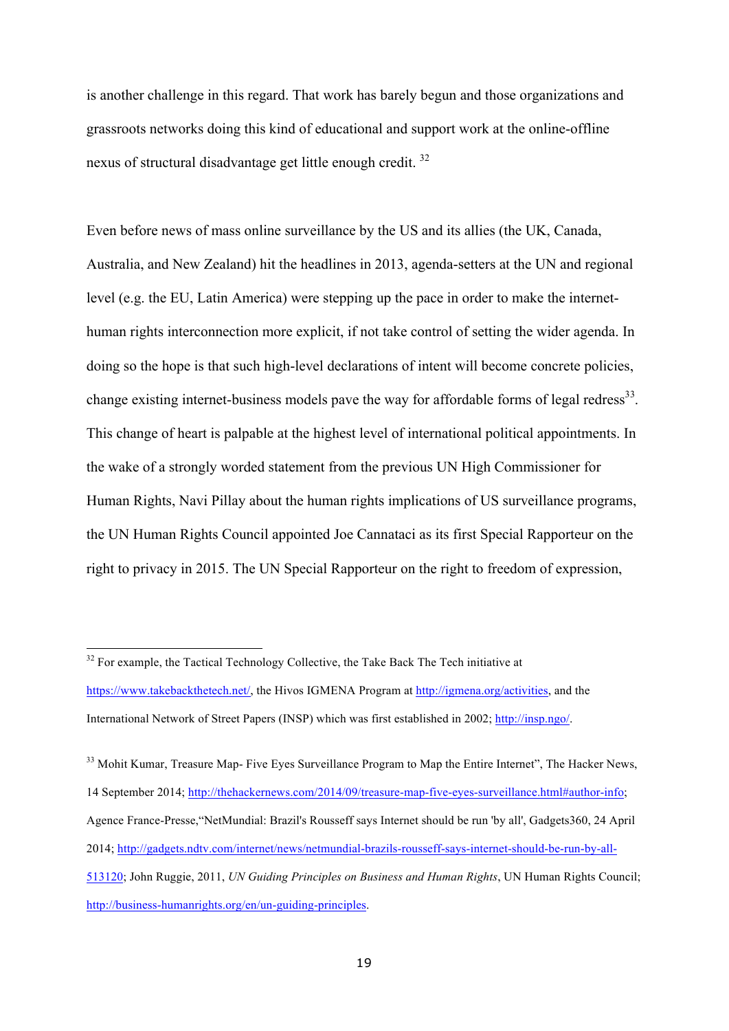is another challenge in this regard. That work has barely begun and those organizations and grassroots networks doing this kind of educational and support work at the online-offline nexus of structural disadvantage get little enough credit. [32]

Even before news of mass online surveillance by the US and its allies (the UK, Canada, Australia, and New Zealand) hit the headlines in 2013, agenda-setters at the UN and regional level (e.g. the EU, Latin America) were stepping up the pace in order to make the internet-human rights interconnection more explicit, if not take control of setting the wider agenda. In doing so the hope is that such high-level declarations of intent will become concrete policies, change existing internet-business models pave the way for affordable forms of legal redress[33]. This change of heart is palpable at the highest level of international political appointments. In the wake of a strongly worded statement from the previous UN High Commissioner for Human Rights, Navi Pillay about the human rights implications of US surveillance programs, the UN Human Rights Council appointed Joe Cannataci as its first Special Rapporteur on the right to privacy in 2015. The UN Special Rapporteur on the right to freedom of expression,

---

[32] For example, the Tactical Technology Collective, the Take Back The Tech initiative at https://www.takebackthetech.net/, the Hivos IGMENA Program at http://igmena.org/activities, and the International Network of Street Papers (INSP) which was first established in 2002; http://insp.ngo/.

[33] Mohit Kumar, Treasure Map- Five Eyes Surveillance Program to Map the Entire Internet", The Hacker News, 14 September 2014; http://thehackernews.com/2014/09/treasure-map-five-eyes-surveillance.html#author-info; Agence France-Presse,"NetMundial: Brazil's Rousseff says Internet should be run 'by all', Gadgets360, 24 April 2014; http://gadgets.ndtv.com/internet/news/netmundial-brazils-rousseff-says-internet-should-be-run-by-all-513120; John Ruggie, 2011, *UN Guiding Principles on Business and Human Rights*, UN Human Rights Council; http://business-humanrights.org/en/un-guiding-principles.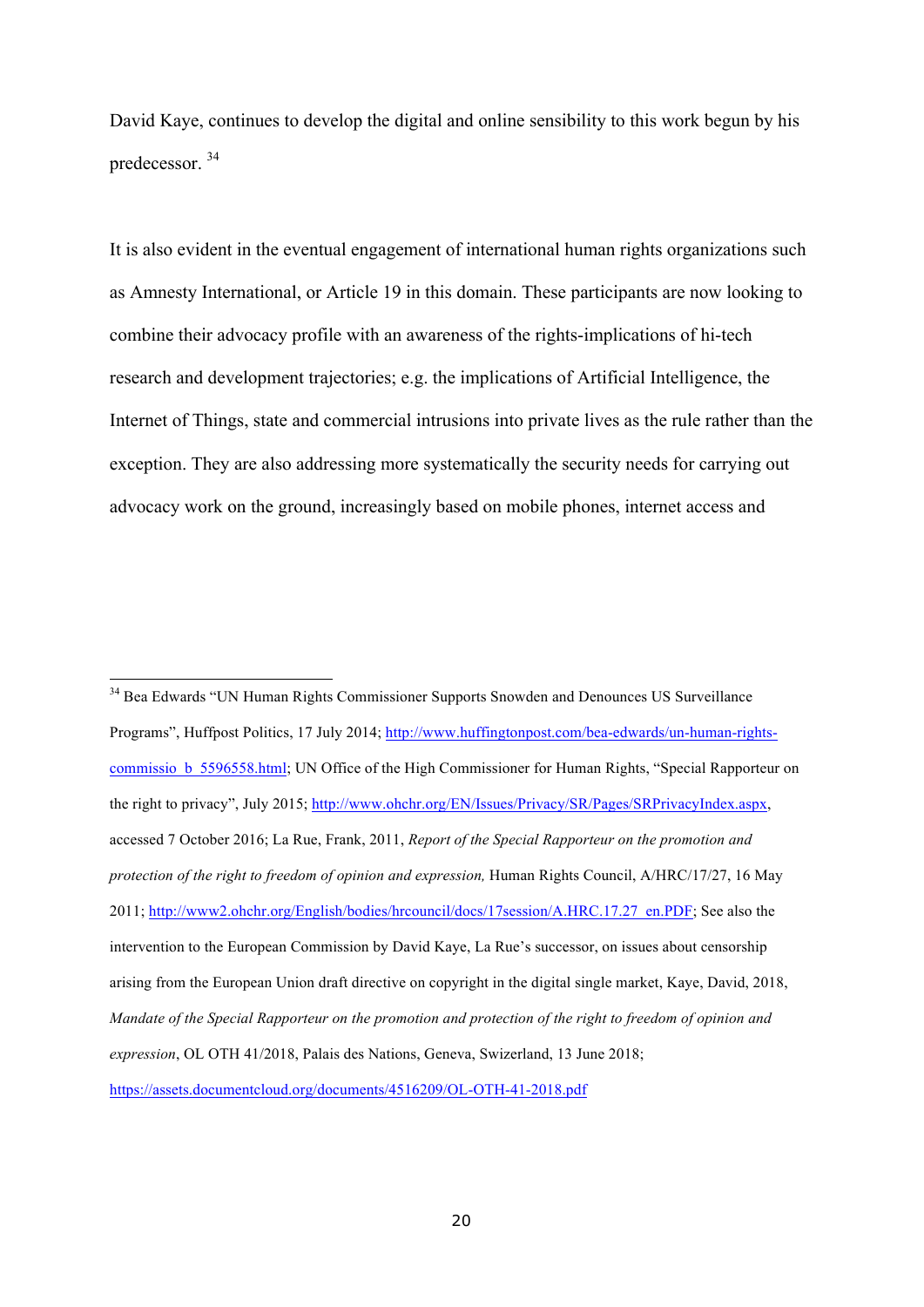David Kaye, continues to develop the digital and online sensibility to this work begun by his predecessor. [34]

It is also evident in the eventual engagement of international human rights organizations such as Amnesty International, or Article 19 in this domain. These participants are now looking to combine their advocacy profile with an awareness of the rights-implications of hi-tech research and development trajectories; e.g. the implications of Artificial Intelligence, the Internet of Things, state and commercial intrusions into private lives as the rule rather than the exception. They are also addressing more systematically the security needs for carrying out advocacy work on the ground, increasingly based on mobile phones, internet access and

---

[34] Bea Edwards "UN Human Rights Commissioner Supports Snowden and Denounces US Surveillance Programs", Huffpost Politics, 17 July 2014; http://www.huffingtonpost.com/bea-edwards/un-human-rights-commissio_b_5596558.html; UN Office of the High Commissioner for Human Rights, "Special Rapporteur on the right to privacy", July 2015; http://www.ohchr.org/EN/Issues/Privacy/SR/Pages/SRPrivacyIndex.aspx, accessed 7 October 2016; La Rue, Frank, 2011, *Report of the Special Rapporteur on the promotion and protection of the right to freedom of opinion and expression,* Human Rights Council, A/HRC/17/27, 16 May 2011; http://www2.ohchr.org/English/bodies/hrcouncil/docs/17session/A.HRC.17.27_en.PDF; See also the intervention to the European Commission by David Kaye, La Rue's successor, on issues about censorship arising from the European Union draft directive on copyright in the digital single market, Kaye, David, 2018, *Mandate of the Special Rapporteur on the promotion and protection of the right to freedom of opinion and expression*, OL OTH 41/2018, Palais des Nations, Geneva, Swizerland, 13 June 2018; https://assets.documentcloud.org/documents/4516209/OL-OTH-41-2018.pdf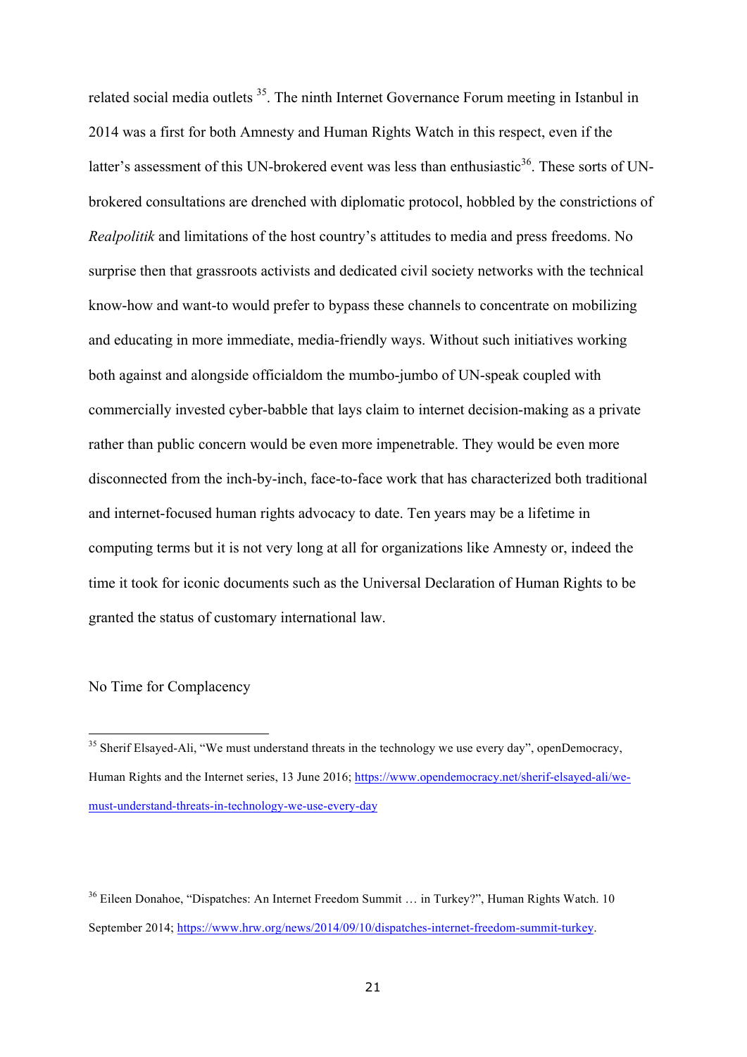related social media outlets [35]. The ninth Internet Governance Forum meeting in Istanbul in 2014 was a first for both Amnesty and Human Rights Watch in this respect, even if the latter's assessment of this UN-brokered event was less than enthusiastic[36]. These sorts of UN-brokered consultations are drenched with diplomatic protocol, hobbled by the constrictions of *Realpolitik* and limitations of the host country's attitudes to media and press freedoms. No surprise then that grassroots activists and dedicated civil society networks with the technical know-how and want-to would prefer to bypass these channels to concentrate on mobilizing and educating in more immediate, media-friendly ways. Without such initiatives working both against and alongside officialdom the mumbo-jumbo of UN-speak coupled with commercially invested cyber-babble that lays claim to internet decision-making as a private rather than public concern would be even more impenetrable. They would be even more disconnected from the inch-by-inch, face-to-face work that has characterized both traditional and internet-focused human rights advocacy to date. Ten years may be a lifetime in computing terms but it is not very long at all for organizations like Amnesty or, indeed the time it took for iconic documents such as the Universal Declaration of Human Rights to be granted the status of customary international law.

## No Time for Complacency

---

[35] Sherif Elsayed-Ali, "We must understand threats in the technology we use every day", openDemocracy, Human Rights and the Internet series, 13 June 2016; https://www.opendemocracy.net/sherif-elsayed-ali/we-must-understand-threats-in-technology-we-use-every-day

[36] Eileen Donahoe, "Dispatches: An Internet Freedom Summit … in Turkey?", Human Rights Watch. 10 September 2014; https://www.hrw.org/news/2014/09/10/dispatches-internet-freedom-summit-turkey.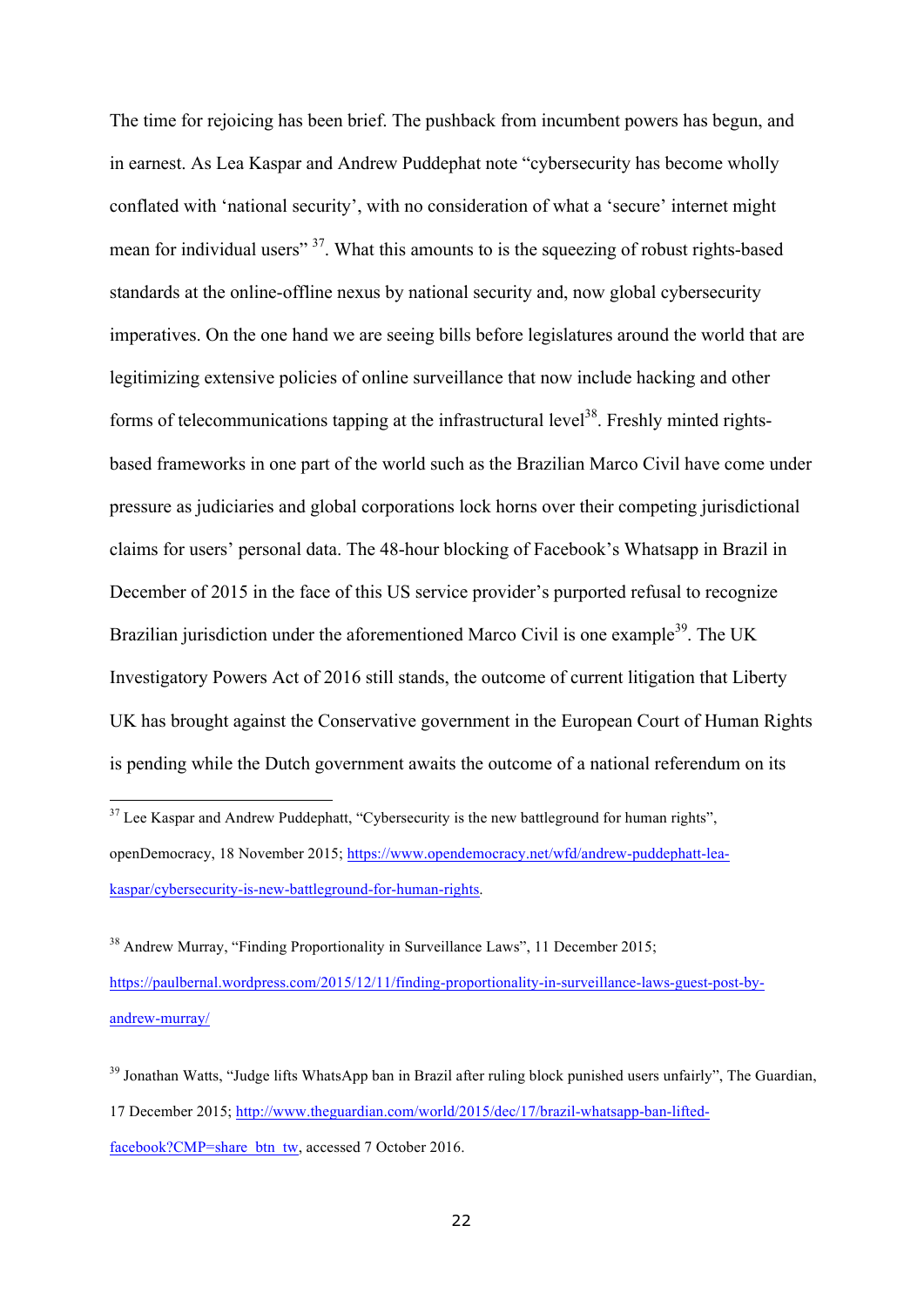The time for rejoicing has been brief. The pushback from incumbent powers has begun, and in earnest. As Lea Kaspar and Andrew Puddephat note "cybersecurity has become wholly conflated with 'national security', with no consideration of what a 'secure' internet might mean for individual users" [37]. What this amounts to is the squeezing of robust rights-based standards at the online-offline nexus by national security and, now global cybersecurity imperatives. On the one hand we are seeing bills before legislatures around the world that are legitimizing extensive policies of online surveillance that now include hacking and other forms of telecommunications tapping at the infrastructural level[38]. Freshly minted rights-based frameworks in one part of the world such as the Brazilian Marco Civil have come under pressure as judiciaries and global corporations lock horns over their competing jurisdictional claims for users' personal data. The 48-hour blocking of Facebook's Whatsapp in Brazil in December of 2015 in the face of this US service provider's purported refusal to recognize Brazilian jurisdiction under the aforementioned Marco Civil is one example[39]. The UK Investigatory Powers Act of 2016 still stands, the outcome of current litigation that Liberty UK has brought against the Conservative government in the European Court of Human Rights is pending while the Dutch government awaits the outcome of a national referendum on its

---

[37] Lee Kaspar and Andrew Puddephatt, "Cybersecurity is the new battleground for human rights", openDemocracy, 18 November 2015; https://www.opendemocracy.net/wfd/andrew-puddephatt-lea-kaspar/cybersecurity-is-new-battleground-for-human-rights.

[38] Andrew Murray, "Finding Proportionality in Surveillance Laws", 11 December 2015; https://paulbernal.wordpress.com/2015/12/11/finding-proportionality-in-surveillance-laws-guest-post-by-andrew-murray/

[39] Jonathan Watts, "Judge lifts WhatsApp ban in Brazil after ruling block punished users unfairly", The Guardian, 17 December 2015; http://www.theguardian.com/world/2015/dec/17/brazil-whatsapp-ban-lifted-facebook?CMP=share_btn_tw, accessed 7 October 2016.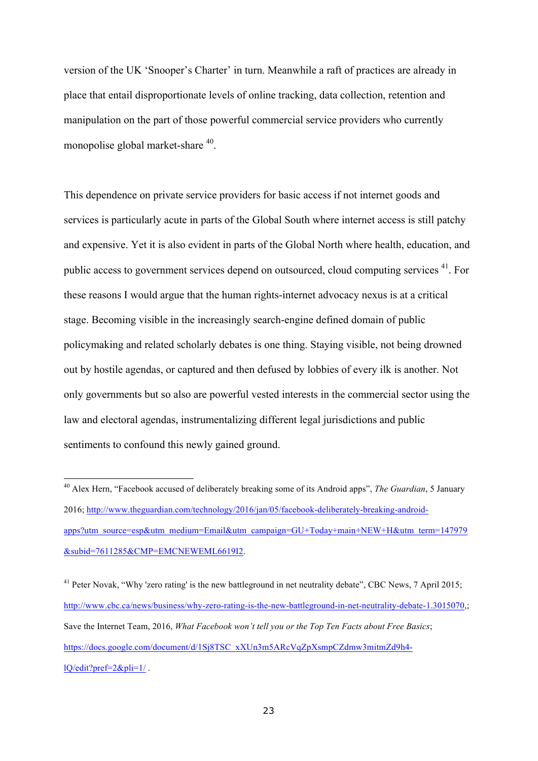version of the UK 'Snooper's Charter' in turn. Meanwhile a raft of practices are already in place that entail disproportionate levels of online tracking, data collection, retention and manipulation on the part of those powerful commercial service providers who currently monopolise global market-share [40].

This dependence on private service providers for basic access if not internet goods and services is particularly acute in parts of the Global South where internet access is still patchy and expensive. Yet it is also evident in parts of the Global North where health, education, and public access to government services depend on outsourced, cloud computing services [41]. For these reasons I would argue that the human rights-internet advocacy nexus is at a critical stage. Becoming visible in the increasingly search-engine defined domain of public policymaking and related scholarly debates is one thing. Staying visible, not being drowned out by hostile agendas, or captured and then defused by lobbies of every ilk is another. Not only governments but so also are powerful vested interests in the commercial sector using the law and electoral agendas, instrumentalizing different legal jurisdictions and public sentiments to confound this newly gained ground.

---

[40] Alex Hern, "Facebook accused of deliberately breaking some of its Android apps", *The Guardian*, 5 January 2016; http://www.theguardian.com/technology/2016/jan/05/facebook-deliberately-breaking-android-apps?utm_source=esp&utm_medium=Email&utm_campaign=GU+Today+main+NEW+H&utm_term=147979&subid=7611285&CMP=EMCNEWEML6619I2.

[41] Peter Novak, "Why 'zero rating' is the new battleground in net neutrality debate", CBC News, 7 April 2015; http://www.cbc.ca/news/business/why-zero-rating-is-the-new-battleground-in-net-neutrality-debate-1.3015070,; Save the Internet Team, 2016, *What Facebook won't tell you or the Top Ten Facts about Free Basics*; https://docs.google.com/document/d/1Sj8TSC_xXUn3m5ARcVqZpXsmpCZdmw3mitmZd9h4-lQ/edit?pref=2&pli=1/ .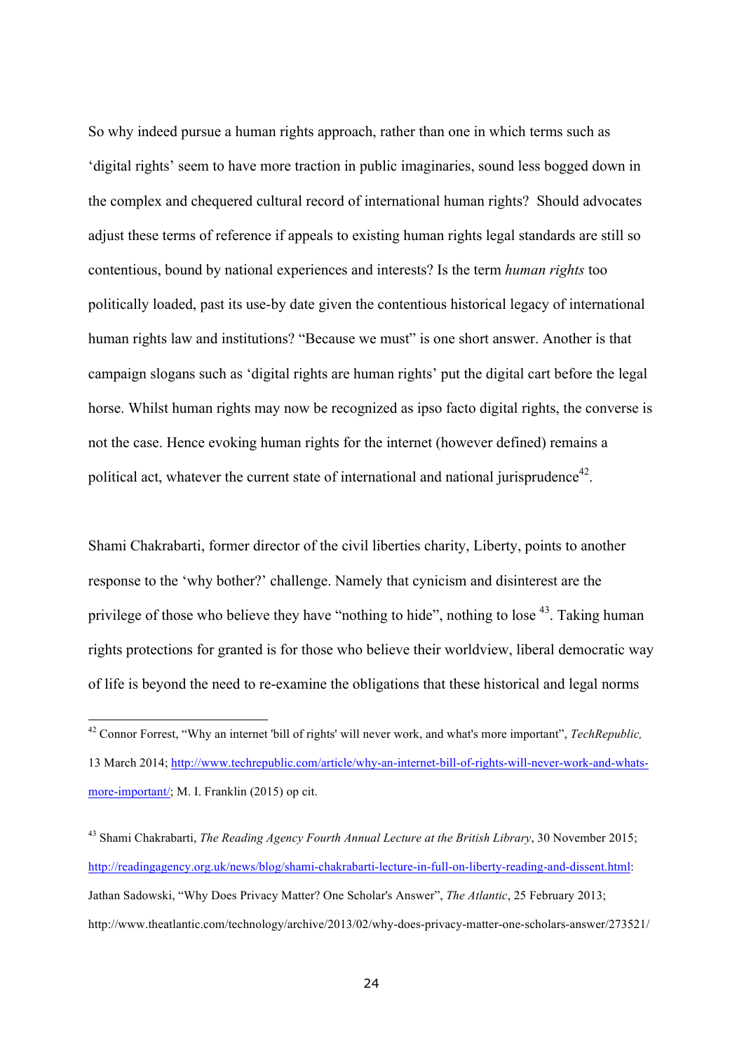So why indeed pursue a human rights approach, rather than one in which terms such as 'digital rights' seem to have more traction in public imaginaries, sound less bogged down in the complex and chequered cultural record of international human rights? Should advocates adjust these terms of reference if appeals to existing human rights legal standards are still so contentious, bound by national experiences and interests? Is the term *human rights* too politically loaded, past its use-by date given the contentious historical legacy of international human rights law and institutions? "Because we must" is one short answer. Another is that campaign slogans such as 'digital rights are human rights' put the digital cart before the legal horse. Whilst human rights may now be recognized as ipso facto digital rights, the converse is not the case. Hence evoking human rights for the internet (however defined) remains a political act, whatever the current state of international and national jurisprudence[42].

Shami Chakrabarti, former director of the civil liberties charity, Liberty, points to another response to the 'why bother?' challenge. Namely that cynicism and disinterest are the privilege of those who believe they have "nothing to hide", nothing to lose [43]. Taking human rights protections for granted is for those who believe their worldview, liberal democratic way of life is beyond the need to re-examine the obligations that these historical and legal norms

---

[42] Connor Forrest, "Why an internet 'bill of rights' will never work, and what's more important", *TechRepublic,* 13 March 2014; http://www.techrepublic.com/article/why-an-internet-bill-of-rights-will-never-work-and-whats-more-important/; M. I. Franklin (2015) op cit.

[43] Shami Chakrabarti, *The Reading Agency Fourth Annual Lecture at the British Library*, 30 November 2015; http://readingagency.org.uk/news/blog/shami-chakrabarti-lecture-in-full-on-liberty-reading-and-dissent.html: Jathan Sadowski, "Why Does Privacy Matter? One Scholar's Answer", *The Atlantic*, 25 February 2013; http://www.theatlantic.com/technology/archive/2013/02/why-does-privacy-matter-one-scholars-answer/273521/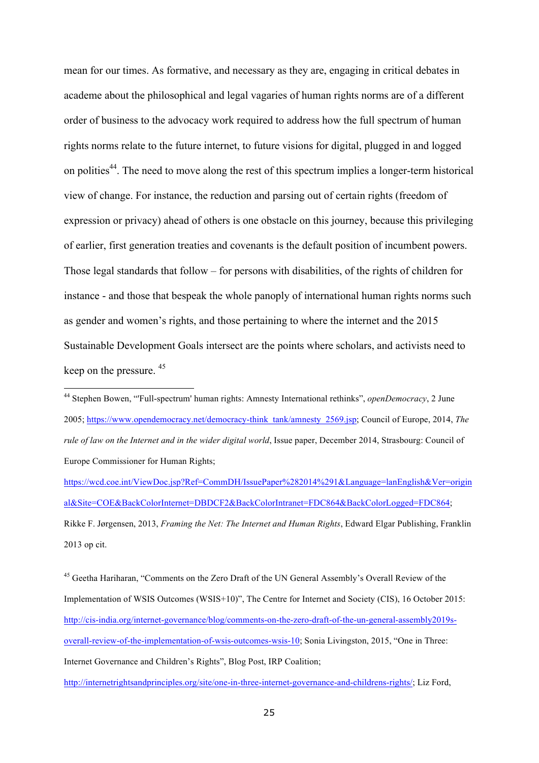mean for our times. As formative, and necessary as they are, engaging in critical debates in academe about the philosophical and legal vagaries of human rights norms are of a different order of business to the advocacy work required to address how the full spectrum of human rights norms relate to the future internet, to future visions for digital, plugged in and logged on polities[44]. The need to move along the rest of this spectrum implies a longer-term historical view of change. For instance, the reduction and parsing out of certain rights (freedom of expression or privacy) ahead of others is one obstacle on this journey, because this privileging of earlier, first generation treaties and covenants is the default position of incumbent powers. Those legal standards that follow – for persons with disabilities, of the rights of children for instance - and those that bespeak the whole panoply of international human rights norms such as gender and women's rights, and those pertaining to where the internet and the 2015 Sustainable Development Goals intersect are the points where scholars, and activists need to keep on the pressure. [45]

---

[44] Stephen Bowen, "'Full-spectrum' human rights: Amnesty International rethinks", *openDemocracy*, 2 June 2005; https://www.opendemocracy.net/democracy-think_tank/amnesty_2569.jsp; Council of Europe, 2014, *The rule of law on the Internet and in the wider digital world*, Issue paper, December 2014, Strasbourg: Council of Europe Commissioner for Human Rights; https://wcd.coe.int/ViewDoc.jsp?Ref=CommDH/IssuePaper%282014%291&Language=lanEnglish&Ver=original&Site=COE&BackColorInternet=DBDCF2&BackColorIntranet=FDC864&BackColorLogged=FDC864; Rikke F. Jørgensen, 2013, *Framing the Net: The Internet and Human Rights*, Edward Elgar Publishing, Franklin 2013 op cit.

[45] Geetha Hariharan, "Comments on the Zero Draft of the UN General Assembly's Overall Review of the Implementation of WSIS Outcomes (WSIS+10)", The Centre for Internet and Society (CIS), 16 October 2015: http://cis-india.org/internet-governance/blog/comments-on-the-zero-draft-of-the-un-general-assembly2019s-overall-review-of-the-implementation-of-wsis-outcomes-wsis-10; Sonia Livingston, 2015, "One in Three: Internet Governance and Children's Rights", Blog Post, IRP Coalition; http://internetrightsandprinciples.org/site/one-in-three-internet-governance-and-childrens-rights/; Liz Ford,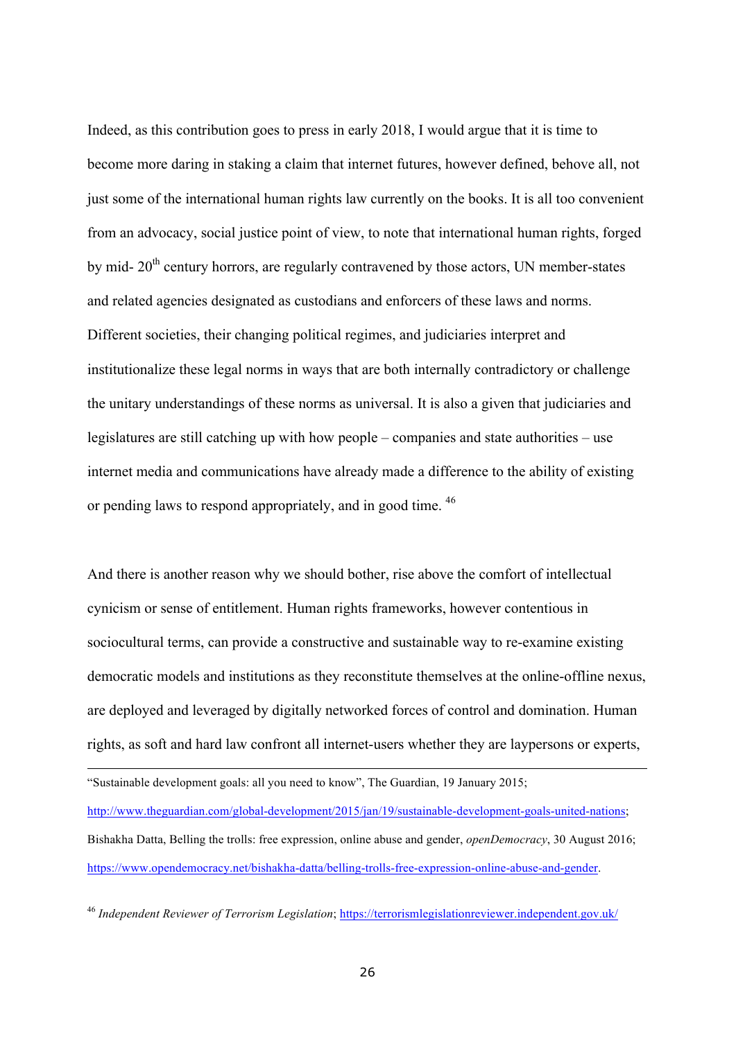Indeed, as this contribution goes to press in early 2018, I would argue that it is time to become more daring in staking a claim that internet futures, however defined, behove all, not just some of the international human rights law currently on the books. It is all too convenient from an advocacy, social justice point of view, to note that international human rights, forged by mid- 20th century horrors, are regularly contravened by those actors, UN member-states and related agencies designated as custodians and enforcers of these laws and norms. Different societies, their changing political regimes, and judiciaries interpret and institutionalize these legal norms in ways that are both internally contradictory or challenge the unitary understandings of these norms as universal. It is also a given that judiciaries and legislatures are still catching up with how people – companies and state authorities – use internet media and communications have already made a difference to the ability of existing or pending laws to respond appropriately, and in good time. [46]

And there is another reason why we should bother, rise above the comfort of intellectual cynicism or sense of entitlement. Human rights frameworks, however contentious in sociocultural terms, can provide a constructive and sustainable way to re-examine existing democratic models and institutions as they reconstitute themselves at the online-offline nexus, are deployed and leveraged by digitally networked forces of control and domination. Human rights, as soft and hard law confront all internet-users whether they are laypersons or experts,

---

"Sustainable development goals: all you need to know", The Guardian, 19 January 2015; http://www.theguardian.com/global-development/2015/jan/19/sustainable-development-goals-united-nations; Bishakha Datta, Belling the trolls: free expression, online abuse and gender, *openDemocracy*, 30 August 2016; https://www.opendemocracy.net/bishakha-datta/belling-trolls-free-expression-online-abuse-and-gender.

[46] *Independent Reviewer of Terrorism Legislation*; https://terrorismlegislationreviewer.independent.gov.uk/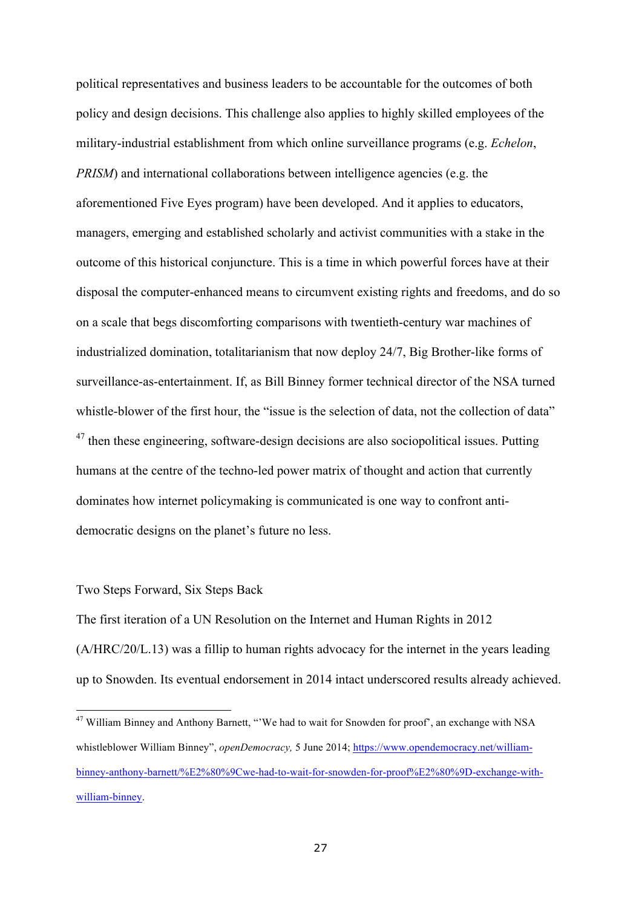political representatives and business leaders to be accountable for the outcomes of both policy and design decisions. This challenge also applies to highly skilled employees of the military-industrial establishment from which online surveillance programs (e.g. *Echelon*, *PRISM*) and international collaborations between intelligence agencies (e.g. the aforementioned Five Eyes program) have been developed. And it applies to educators, managers, emerging and established scholarly and activist communities with a stake in the outcome of this historical conjuncture. This is a time in which powerful forces have at their disposal the computer-enhanced means to circumvent existing rights and freedoms, and do so on a scale that begs discomforting comparisons with twentieth-century war machines of industrialized domination, totalitarianism that now deploy 24/7, Big Brother-like forms of surveillance-as-entertainment. If, as Bill Binney former technical director of the NSA turned whistle-blower of the first hour, the "issue is the selection of data, not the collection of data" [47] then these engineering, software-design decisions are also sociopolitical issues. Putting humans at the centre of the techno-led power matrix of thought and action that currently dominates how internet policymaking is communicated is one way to confront anti-democratic designs on the planet's future no less.

## Two Steps Forward, Six Steps Back

The first iteration of a UN Resolution on the Internet and Human Rights in 2012 (A/HRC/20/L.13) was a fillip to human rights advocacy for the internet in the years leading up to Snowden. Its eventual endorsement in 2014 intact underscored results already achieved.

---

[47] William Binney and Anthony Barnett, "'We had to wait for Snowden for proof', an exchange with NSA whistleblower William Binney", *openDemocracy,* 5 June 2014; https://www.opendemocracy.net/william-binney-anthony-barnett/%E2%80%9Cwe-had-to-wait-for-snowden-for-proof%E2%80%9D-exchange-with-william-binney.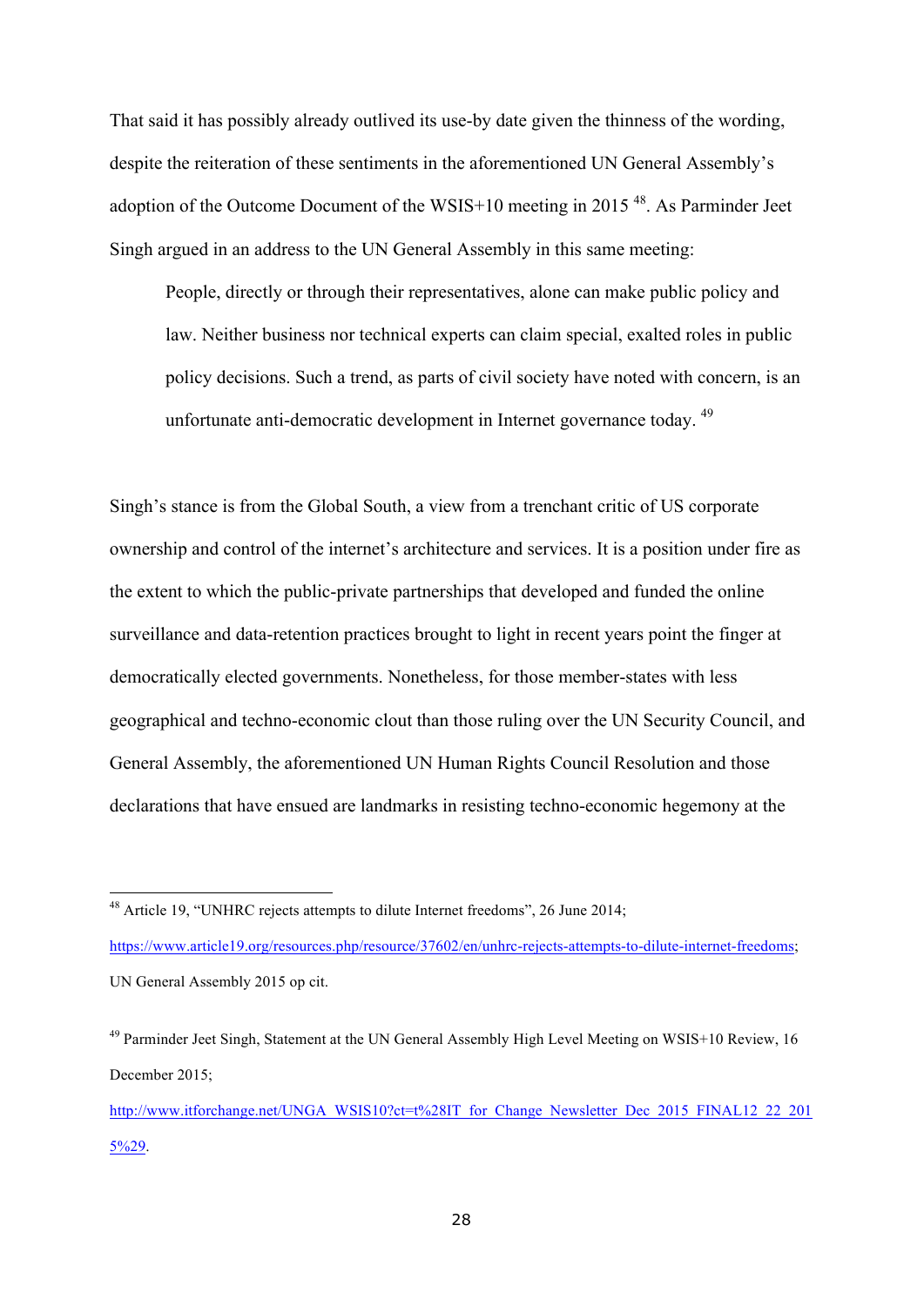That said it has possibly already outlived its use-by date given the thinness of the wording, despite the reiteration of these sentiments in the aforementioned UN General Assembly's adoption of the Outcome Document of the WSIS+10 meeting in 2015 [48]. As Parminder Jeet Singh argued in an address to the UN General Assembly in this same meeting:

> People, directly or through their representatives, alone can make public policy and law. Neither business nor technical experts can claim special, exalted roles in public policy decisions. Such a trend, as parts of civil society have noted with concern, is an unfortunate anti-democratic development in Internet governance today. [49]

Singh's stance is from the Global South, a view from a trenchant critic of US corporate ownership and control of the internet's architecture and services. It is a position under fire as the extent to which the public-private partnerships that developed and funded the online surveillance and data-retention practices brought to light in recent years point the finger at democratically elected governments. Nonetheless, for those member-states with less geographical and techno-economic clout than those ruling over the UN Security Council, and General Assembly, the aforementioned UN Human Rights Council Resolution and those declarations that have ensued are landmarks in resisting techno-economic hegemony at the

---

[48] Article 19, "UNHRC rejects attempts to dilute Internet freedoms", 26 June 2014; https://www.article19.org/resources.php/resource/37602/en/unhrc-rejects-attempts-to-dilute-internet-freedoms; UN General Assembly 2015 op cit.

[49] Parminder Jeet Singh, Statement at the UN General Assembly High Level Meeting on WSIS+10 Review, 16 December 2015; http://www.itforchange.net/UNGA_WSIS10?ct=t%28IT_for_Change_Newsletter_Dec_2015_FINAL12_22_2015%29.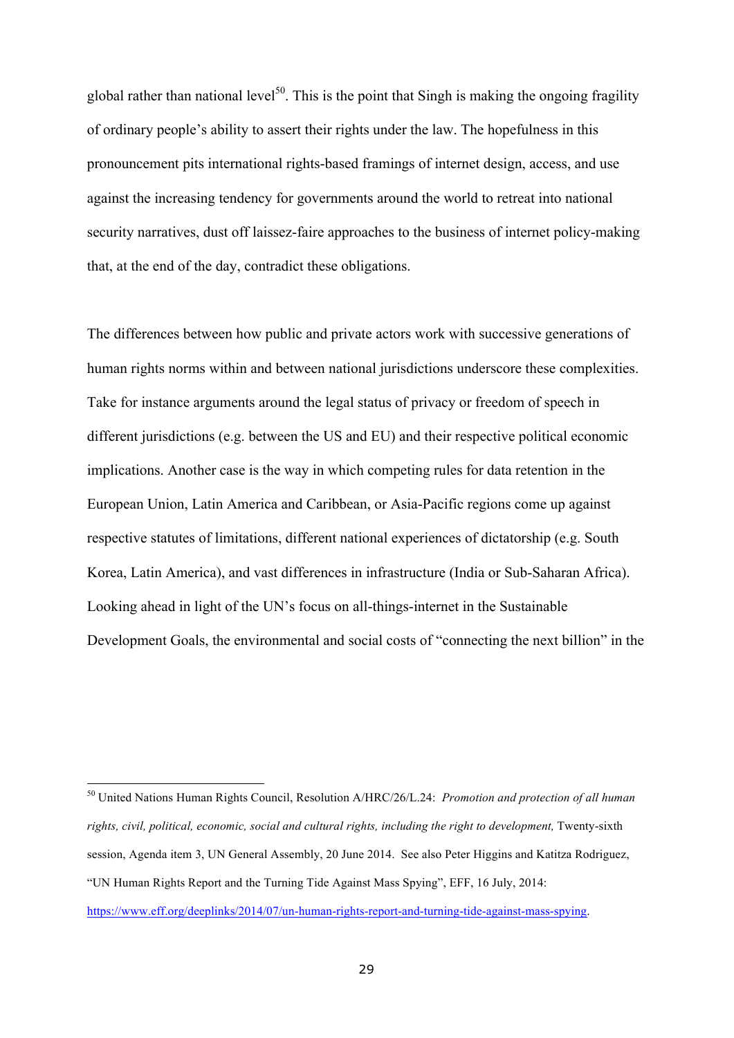global rather than national level[50]. This is the point that Singh is making the ongoing fragility of ordinary people's ability to assert their rights under the law. The hopefulness in this pronouncement pits international rights-based framings of internet design, access, and use against the increasing tendency for governments around the world to retreat into national security narratives, dust off laissez-faire approaches to the business of internet policy-making that, at the end of the day, contradict these obligations.

The differences between how public and private actors work with successive generations of human rights norms within and between national jurisdictions underscore these complexities. Take for instance arguments around the legal status of privacy or freedom of speech in different jurisdictions (e.g. between the US and EU) and their respective political economic implications. Another case is the way in which competing rules for data retention in the European Union, Latin America and Caribbean, or Asia-Pacific regions come up against respective statutes of limitations, different national experiences of dictatorship (e.g. South Korea, Latin America), and vast differences in infrastructure (India or Sub-Saharan Africa). Looking ahead in light of the UN's focus on all-things-internet in the Sustainable Development Goals, the environmental and social costs of "connecting the next billion" in the

---

[50] United Nations Human Rights Council, Resolution A/HRC/26/L.24: *Promotion and protection of all human rights, civil, political, economic, social and cultural rights, including the right to development,* Twenty-sixth session, Agenda item 3, UN General Assembly, 20 June 2014. See also Peter Higgins and Katitza Rodriguez, "UN Human Rights Report and the Turning Tide Against Mass Spying", EFF, 16 July, 2014: https://www.eff.org/deeplinks/2014/07/un-human-rights-report-and-turning-tide-against-mass-spying.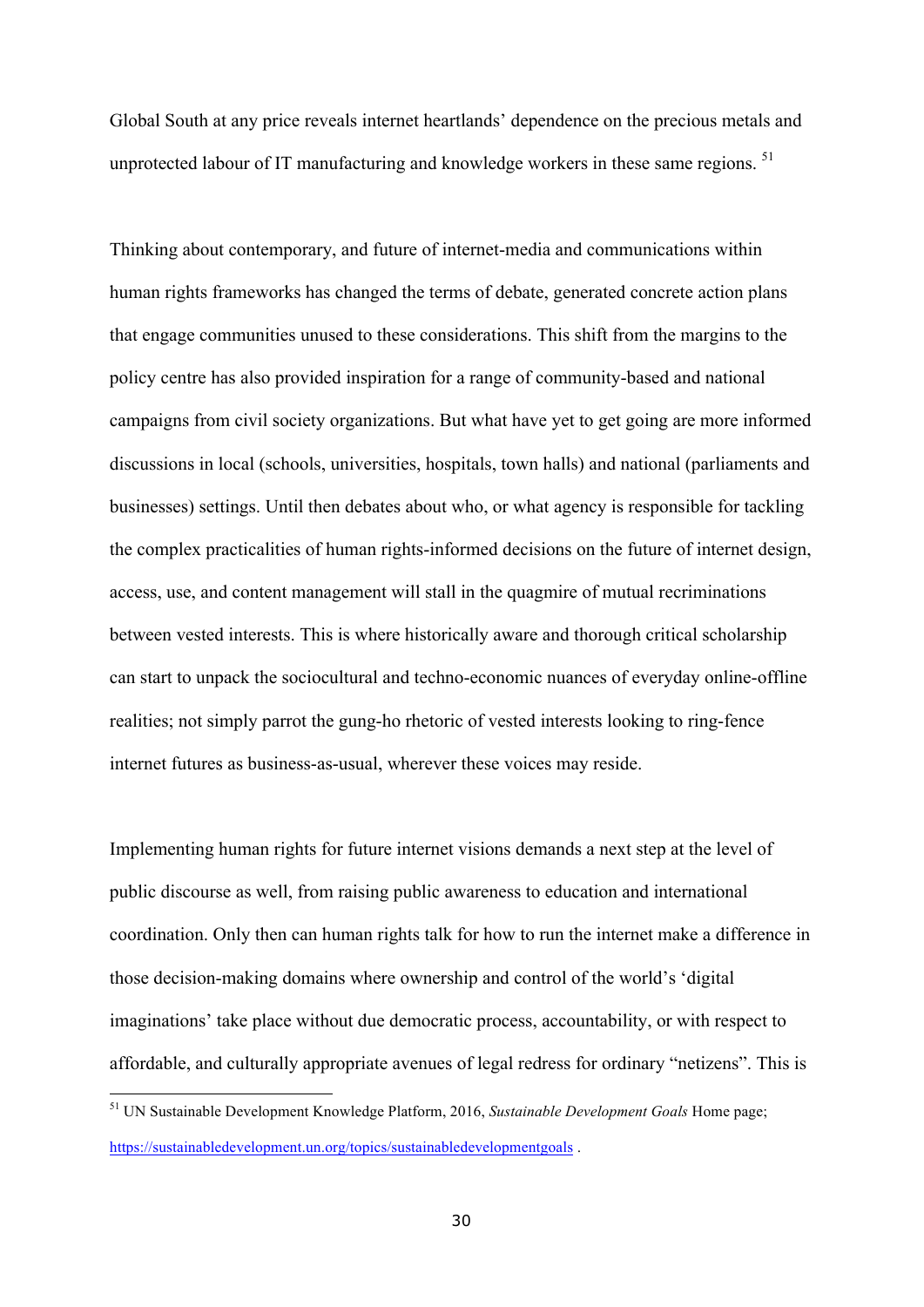Global South at any price reveals internet heartlands' dependence on the precious metals and unprotected labour of IT manufacturing and knowledge workers in these same regions. [51]

Thinking about contemporary, and future of internet-media and communications within human rights frameworks has changed the terms of debate, generated concrete action plans that engage communities unused to these considerations. This shift from the margins to the policy centre has also provided inspiration for a range of community-based and national campaigns from civil society organizations. But what have yet to get going are more informed discussions in local (schools, universities, hospitals, town halls) and national (parliaments and businesses) settings. Until then debates about who, or what agency is responsible for tackling the complex practicalities of human rights-informed decisions on the future of internet design, access, use, and content management will stall in the quagmire of mutual recriminations between vested interests. This is where historically aware and thorough critical scholarship can start to unpack the sociocultural and techno-economic nuances of everyday online-offline realities; not simply parrot the gung-ho rhetoric of vested interests looking to ring-fence internet futures as business-as-usual, wherever these voices may reside.

Implementing human rights for future internet visions demands a next step at the level of public discourse as well, from raising public awareness to education and international coordination. Only then can human rights talk for how to run the internet make a difference in those decision-making domains where ownership and control of the world's 'digital imaginations' take place without due democratic process, accountability, or with respect to affordable, and culturally appropriate avenues of legal redress for ordinary "netizens". This is

[51] UN Sustainable Development Knowledge Platform, 2016, *Sustainable Development Goals* Home page; https://sustainabledevelopment.un.org/topics/sustainabledevelopmentgoals .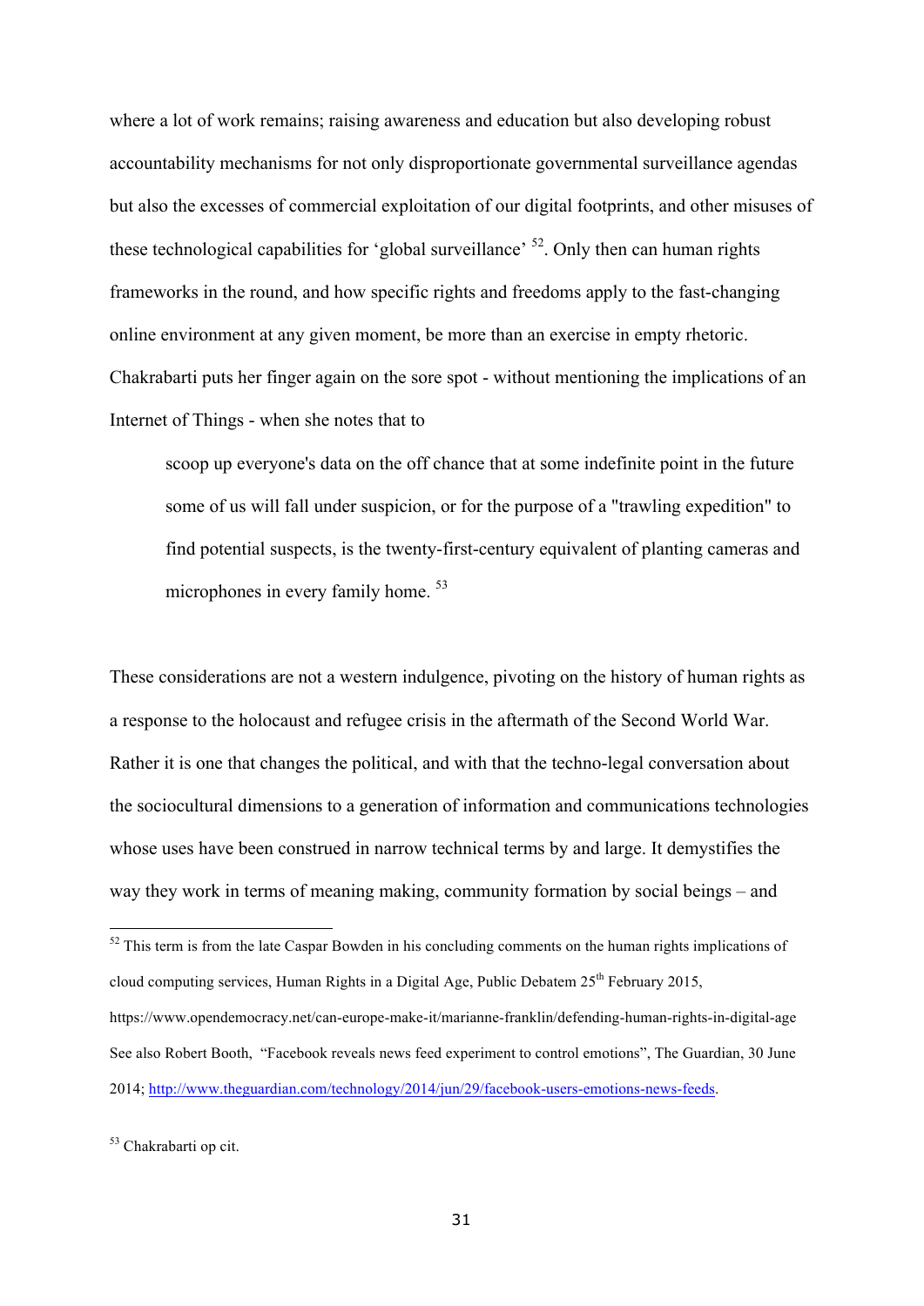where a lot of work remains; raising awareness and education but also developing robust accountability mechanisms for not only disproportionate governmental surveillance agendas but also the excesses of commercial exploitation of our digital footprints, and other misuses of these technological capabilities for 'global surveillance' [52]. Only then can human rights frameworks in the round, and how specific rights and freedoms apply to the fast-changing online environment at any given moment, be more than an exercise in empty rhetoric. Chakrabarti puts her finger again on the sore spot - without mentioning the implications of an Internet of Things - when she notes that to

> scoop up everyone's data on the off chance that at some indefinite point in the future some of us will fall under suspicion, or for the purpose of a "trawling expedition" to find potential suspects, is the twenty-first-century equivalent of planting cameras and microphones in every family home. [53]

These considerations are not a western indulgence, pivoting on the history of human rights as a response to the holocaust and refugee crisis in the aftermath of the Second World War. Rather it is one that changes the political, and with that the techno-legal conversation about the sociocultural dimensions to a generation of information and communications technologies whose uses have been construed in narrow technical terms by and large. It demystifies the way they work in terms of meaning making, community formation by social beings – and

---

[52] This term is from the late Caspar Bowden in his concluding comments on the human rights implications of cloud computing services, Human Rights in a Digital Age, Public Debatem 25th February 2015, https://www.opendemocracy.net/can-europe-make-it/marianne-franklin/defending-human-rights-in-digital-age See also Robert Booth, "Facebook reveals news feed experiment to control emotions", The Guardian, 30 June 2014; http://www.theguardian.com/technology/2014/jun/29/facebook-users-emotions-news-feeds.

[53] Chakrabarti op cit.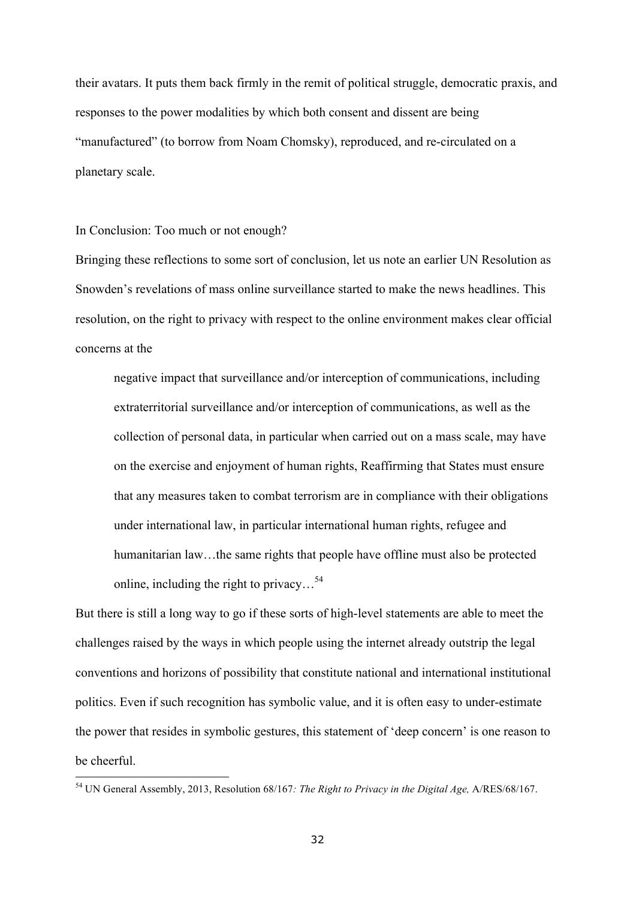their avatars. It puts them back firmly in the remit of political struggle, democratic praxis, and responses to the power modalities by which both consent and dissent are being "manufactured" (to borrow from Noam Chomsky), reproduced, and re-circulated on a planetary scale.

## In Conclusion: Too much or not enough?

Bringing these reflections to some sort of conclusion, let us note an earlier UN Resolution as Snowden's revelations of mass online surveillance started to make the news headlines. This resolution, on the right to privacy with respect to the online environment makes clear official concerns at the

> negative impact that surveillance and/or interception of communications, including extraterritorial surveillance and/or interception of communications, as well as the collection of personal data, in particular when carried out on a mass scale, may have on the exercise and enjoyment of human rights, Reaffirming that States must ensure that any measures taken to combat terrorism are in compliance with their obligations under international law, in particular international human rights, refugee and humanitarian law…the same rights that people have offline must also be protected online, including the right to privacy…[54]

But there is still a long way to go if these sorts of high-level statements are able to meet the challenges raised by the ways in which people using the internet already outstrip the legal conventions and horizons of possibility that constitute national and international institutional politics. Even if such recognition has symbolic value, and it is often easy to under-estimate the power that resides in symbolic gestures, this statement of 'deep concern' is one reason to be cheerful.

[54] UN General Assembly, 2013, Resolution 68/167*: The Right to Privacy in the Digital Age,* A/RES/68/167.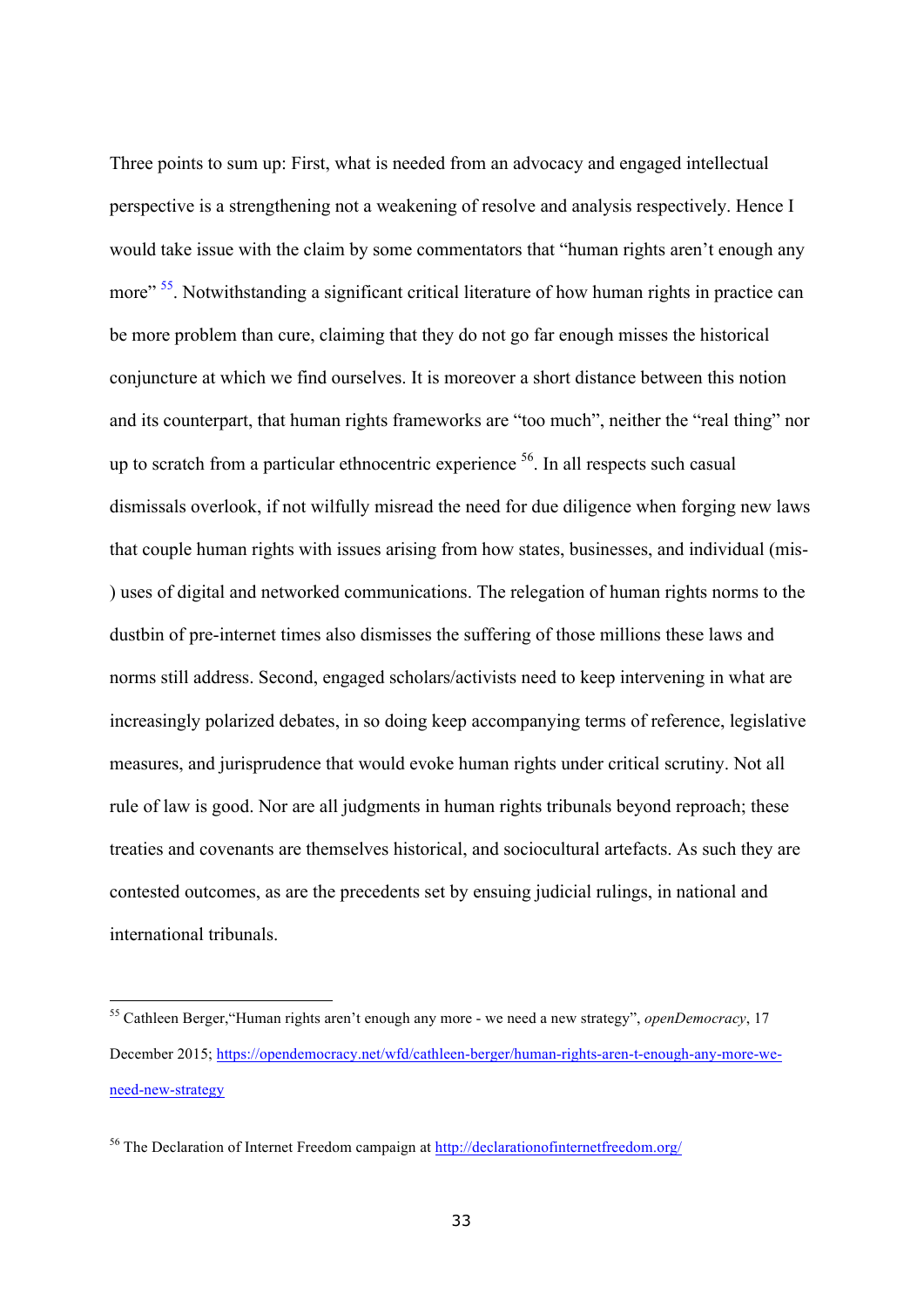Three points to sum up: First, what is needed from an advocacy and engaged intellectual perspective is a strengthening not a weakening of resolve and analysis respectively. Hence I would take issue with the claim by some commentators that "human rights aren't enough any more" [55]. Notwithstanding a significant critical literature of how human rights in practice can be more problem than cure, claiming that they do not go far enough misses the historical conjuncture at which we find ourselves. It is moreover a short distance between this notion and its counterpart, that human rights frameworks are "too much", neither the "real thing" nor up to scratch from a particular ethnocentric experience [56]. In all respects such casual dismissals overlook, if not wilfully misread the need for due diligence when forging new laws that couple human rights with issues arising from how states, businesses, and individual (mis-) uses of digital and networked communications. The relegation of human rights norms to the dustbin of pre-internet times also dismisses the suffering of those millions these laws and norms still address. Second, engaged scholars/activists need to keep intervening in what are increasingly polarized debates, in so doing keep accompanying terms of reference, legislative measures, and jurisprudence that would evoke human rights under critical scrutiny. Not all rule of law is good. Nor are all judgments in human rights tribunals beyond reproach; these treaties and covenants are themselves historical, and sociocultural artefacts. As such they are contested outcomes, as are the precedents set by ensuing judicial rulings, in national and international tribunals.

---

[55] Cathleen Berger,"Human rights aren't enough any more - we need a new strategy", *openDemocracy*, 17 December 2015; https://opendemocracy.net/wfd/cathleen-berger/human-rights-aren-t-enough-any-more-we-need-new-strategy

[56] The Declaration of Internet Freedom campaign at http://declarationofinternetfreedom.org/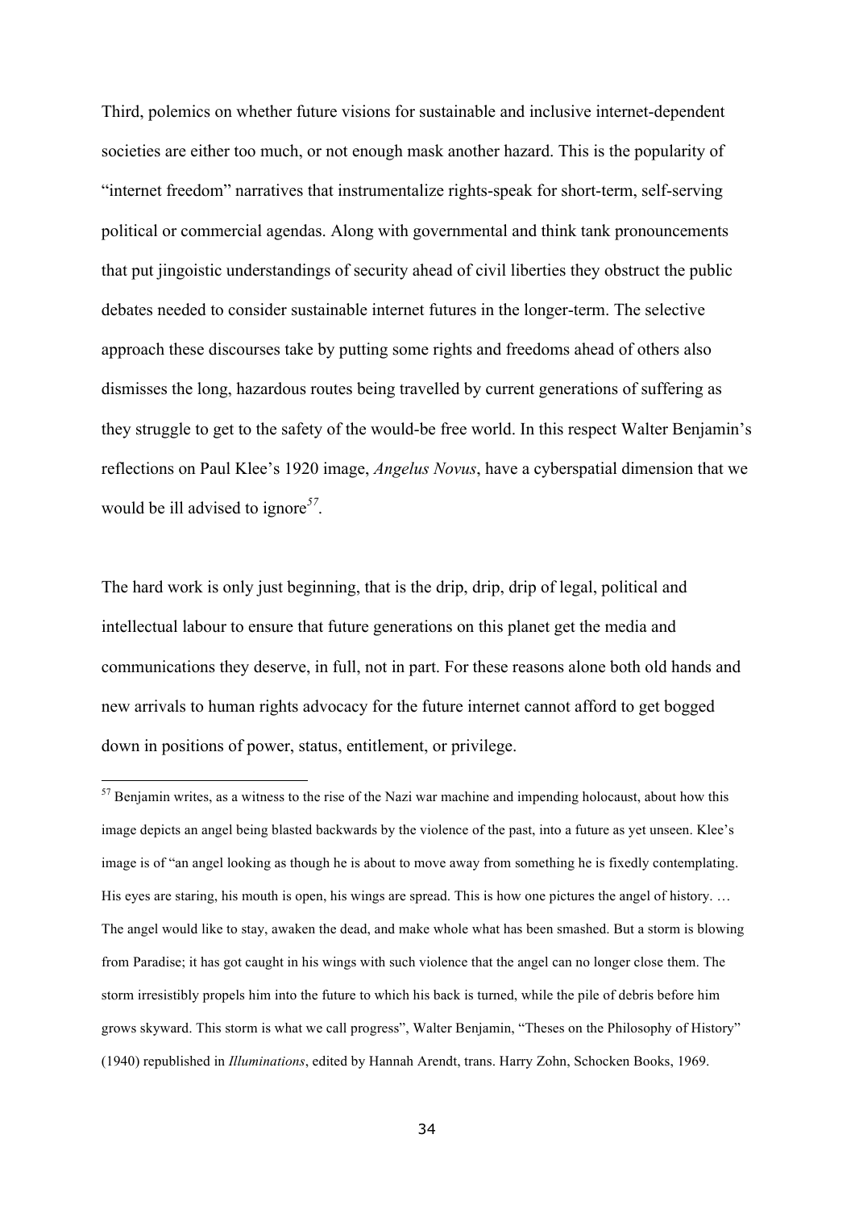Third, polemics on whether future visions for sustainable and inclusive internet-dependent societies are either too much, or not enough mask another hazard. This is the popularity of "internet freedom" narratives that instrumentalize rights-speak for short-term, self-serving political or commercial agendas. Along with governmental and think tank pronouncements that put jingoistic understandings of security ahead of civil liberties they obstruct the public debates needed to consider sustainable internet futures in the longer-term. The selective approach these discourses take by putting some rights and freedoms ahead of others also dismisses the long, hazardous routes being travelled by current generations of suffering as they struggle to get to the safety of the would-be free world. In this respect Walter Benjamin's reflections on Paul Klee's 1920 image, *Angelus Novus*, have a cyberspatial dimension that we would be ill advised to ignore[57].

The hard work is only just beginning, that is the drip, drip, drip of legal, political and intellectual labour to ensure that future generations on this planet get the media and communications they deserve, in full, not in part. For these reasons alone both old hands and new arrivals to human rights advocacy for the future internet cannot afford to get bogged down in positions of power, status, entitlement, or privilege.

---

[57] Benjamin writes, as a witness to the rise of the Nazi war machine and impending holocaust, about how this image depicts an angel being blasted backwards by the violence of the past, into a future as yet unseen. Klee's image is of "an angel looking as though he is about to move away from something he is fixedly contemplating. His eyes are staring, his mouth is open, his wings are spread. This is how one pictures the angel of history. … The angel would like to stay, awaken the dead, and make whole what has been smashed. But a storm is blowing from Paradise; it has got caught in his wings with such violence that the angel can no longer close them. The storm irresistibly propels him into the future to which his back is turned, while the pile of debris before him grows skyward. This storm is what we call progress", Walter Benjamin, "Theses on the Philosophy of History" (1940) republished in *Illuminations*, edited by Hannah Arendt, trans. Harry Zohn, Schocken Books, 1969.